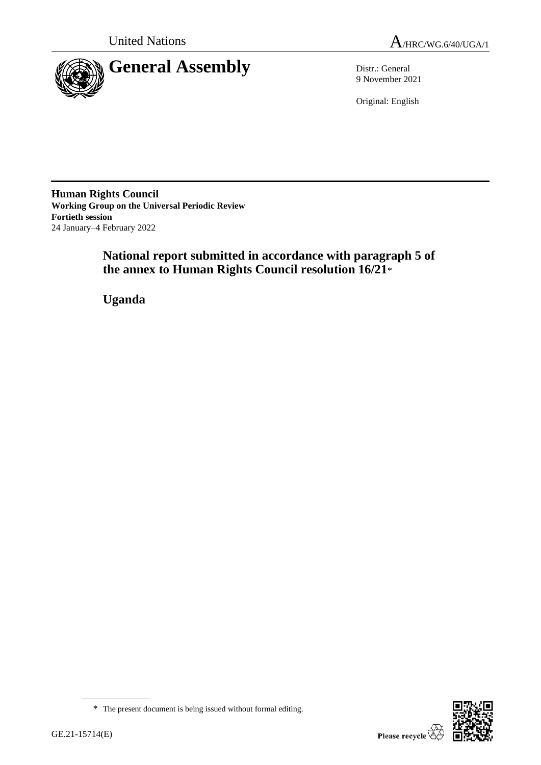United Nations A/HRC/WG.6/40/UGA/1

# General Assembly

Distr.: General
9 November 2021

Original: English

**Human Rights Council**
**Working Group on the Universal Periodic Review**
**Fortieth session**
24 January–4 February 2022

## National report submitted in accordance with paragraph 5 of the annex to Human Rights Council resolution 16/21*

## Uganda

\* The present document is being issued without formal editing.

GE.21-15714(E)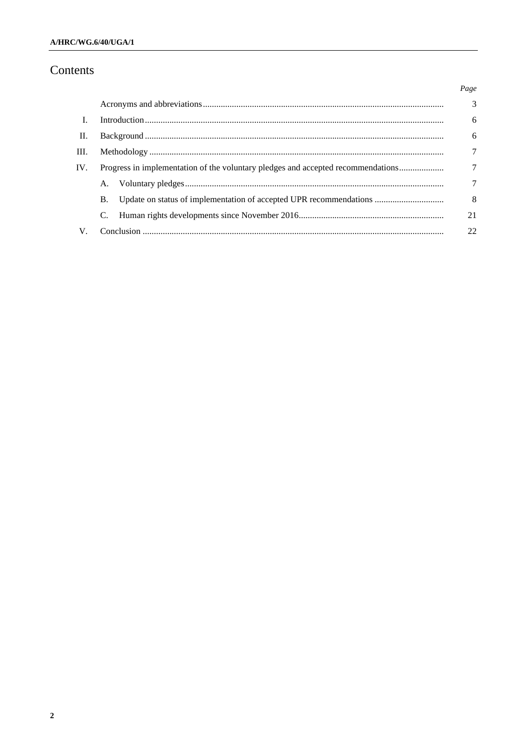# Contents

| | | Page |
|---|---|---|
| | Acronyms and abbreviations | 3 |
| I. | Introduction | 6 |
| II. | Background | 6 |
| III. | Methodology | 7 |
| IV. | Progress in implementation of the voluntary pledges and accepted recommendations | 7 |
| | A. Voluntary pledges | 7 |
| | B. Update on status of implementation of accepted UPR recommendations | 8 |
| | C. Human rights developments since November 2016 | 21 |
| V. | Conclusion | 22 |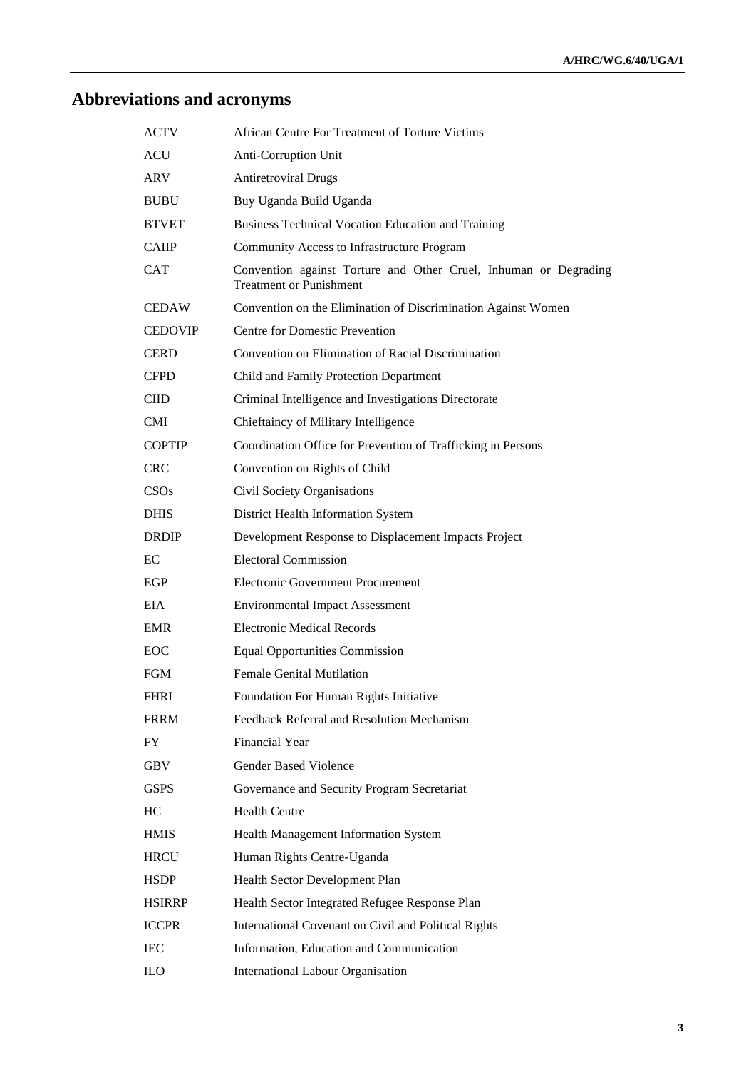# Abbreviations and acronyms

| | |
|---|---|
| ACTV | African Centre For Treatment of Torture Victims |
| ACU | Anti-Corruption Unit |
| ARV | Antiretroviral Drugs |
| BUBU | Buy Uganda Build Uganda |
| BTVET | Business Technical Vocation Education and Training |
| CAIIP | Community Access to Infrastructure Program |
| CAT | Convention against Torture and Other Cruel, Inhuman or Degrading Treatment or Punishment |
| CEDAW | Convention on the Elimination of Discrimination Against Women |
| CEDOVIP | Centre for Domestic Prevention |
| CERD | Convention on Elimination of Racial Discrimination |
| CFPD | Child and Family Protection Department |
| CIID | Criminal Intelligence and Investigations Directorate |
| CMI | Chieftaincy of Military Intelligence |
| COPTIP | Coordination Office for Prevention of Trafficking in Persons |
| CRC | Convention on Rights of Child |
| CSOs | Civil Society Organisations |
| DHIS | District Health Information System |
| DRDIP | Development Response to Displacement Impacts Project |
| EC | Electoral Commission |
| EGP | Electronic Government Procurement |
| EIA | Environmental Impact Assessment |
| EMR | Electronic Medical Records |
| EOC | Equal Opportunities Commission |
| FGM | Female Genital Mutilation |
| FHRI | Foundation For Human Rights Initiative |
| FRRM | Feedback Referral and Resolution Mechanism |
| FY | Financial Year |
| GBV | Gender Based Violence |
| GSPS | Governance and Security Program Secretariat |
| HC | Health Centre |
| HMIS | Health Management Information System |
| HRCU | Human Rights Centre-Uganda |
| HSDP | Health Sector Development Plan |
| HSIRRP | Health Sector Integrated Refugee Response Plan |
| ICCPR | International Covenant on Civil and Political Rights |
| IEC | Information, Education and Communication |
| ILO | International Labour Organisation |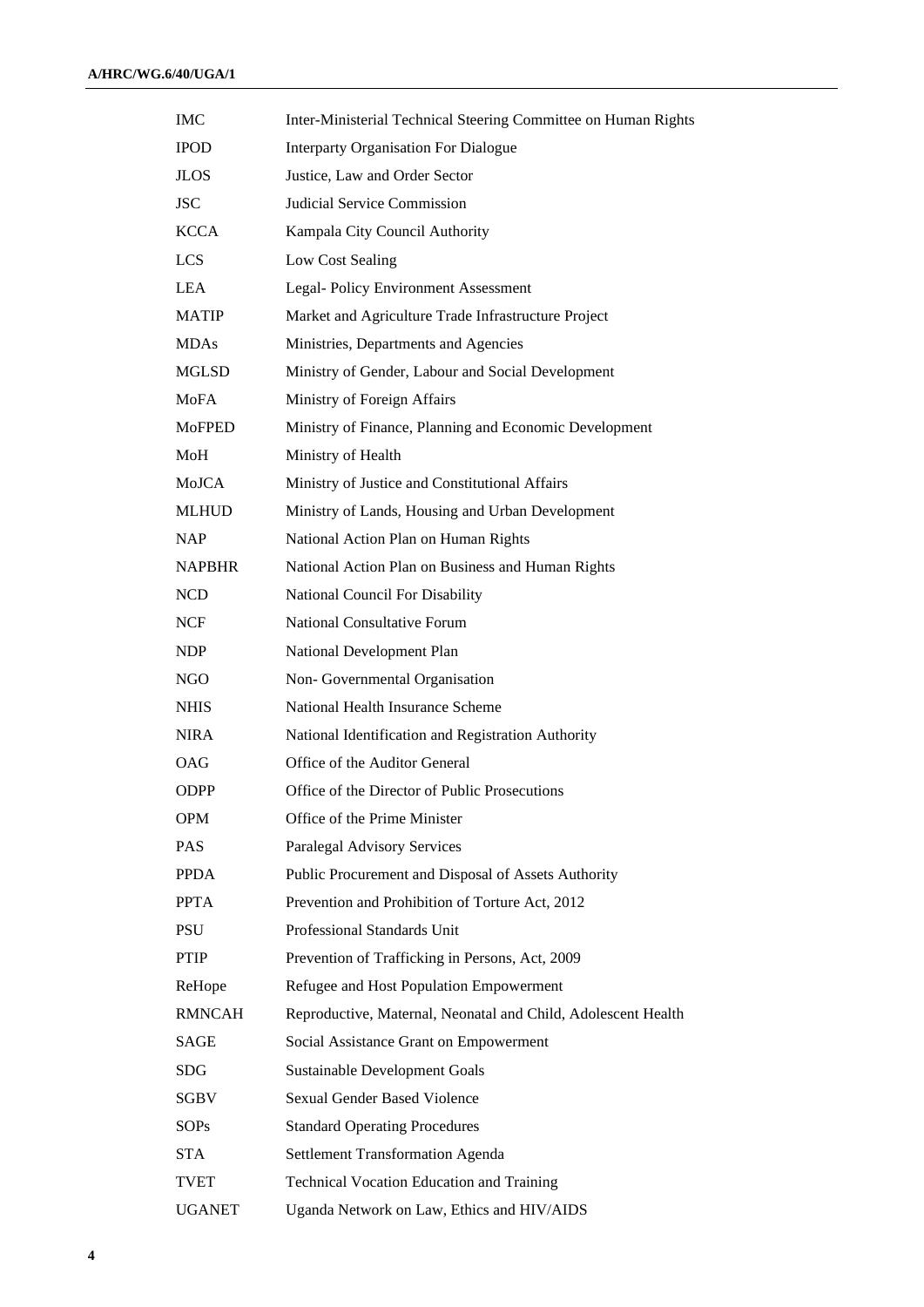| | |
|---|---|
| IMC | Inter-Ministerial Technical Steering Committee on Human Rights |
| IPOD | Interparty Organisation For Dialogue |
| JLOS | Justice, Law and Order Sector |
| JSC | Judicial Service Commission |
| KCCA | Kampala City Council Authority |
| LCS | Low Cost Sealing |
| LEA | Legal- Policy Environment Assessment |
| MATIP | Market and Agriculture Trade Infrastructure Project |
| MDAs | Ministries, Departments and Agencies |
| MGLSD | Ministry of Gender, Labour and Social Development |
| MoFA | Ministry of Foreign Affairs |
| MoFPED | Ministry of Finance, Planning and Economic Development |
| MoH | Ministry of Health |
| MoJCA | Ministry of Justice and Constitutional Affairs |
| MLHUD | Ministry of Lands, Housing and Urban Development |
| NAP | National Action Plan on Human Rights |
| NAPBHR | National Action Plan on Business and Human Rights |
| NCD | National Council For Disability |
| NCF | National Consultative Forum |
| NDP | National Development Plan |
| NGO | Non- Governmental Organisation |
| NHIS | National Health Insurance Scheme |
| NIRA | National Identification and Registration Authority |
| OAG | Office of the Auditor General |
| ODPP | Office of the Director of Public Prosecutions |
| OPM | Office of the Prime Minister |
| PAS | Paralegal Advisory Services |
| PPDA | Public Procurement and Disposal of Assets Authority |
| PPTA | Prevention and Prohibition of Torture Act, 2012 |
| PSU | Professional Standards Unit |
| PTIP | Prevention of Trafficking in Persons, Act, 2009 |
| ReHope | Refugee and Host Population Empowerment |
| RMNCAH | Reproductive, Maternal, Neonatal and Child, Adolescent Health |
| SAGE | Social Assistance Grant on Empowerment |
| SDG | Sustainable Development Goals |
| SGBV | Sexual Gender Based Violence |
| SOPs | Standard Operating Procedures |
| STA | Settlement Transformation Agenda |
| TVET | Technical Vocation Education and Training |
| UGANET | Uganda Network on Law, Ethics and HIV/AIDS |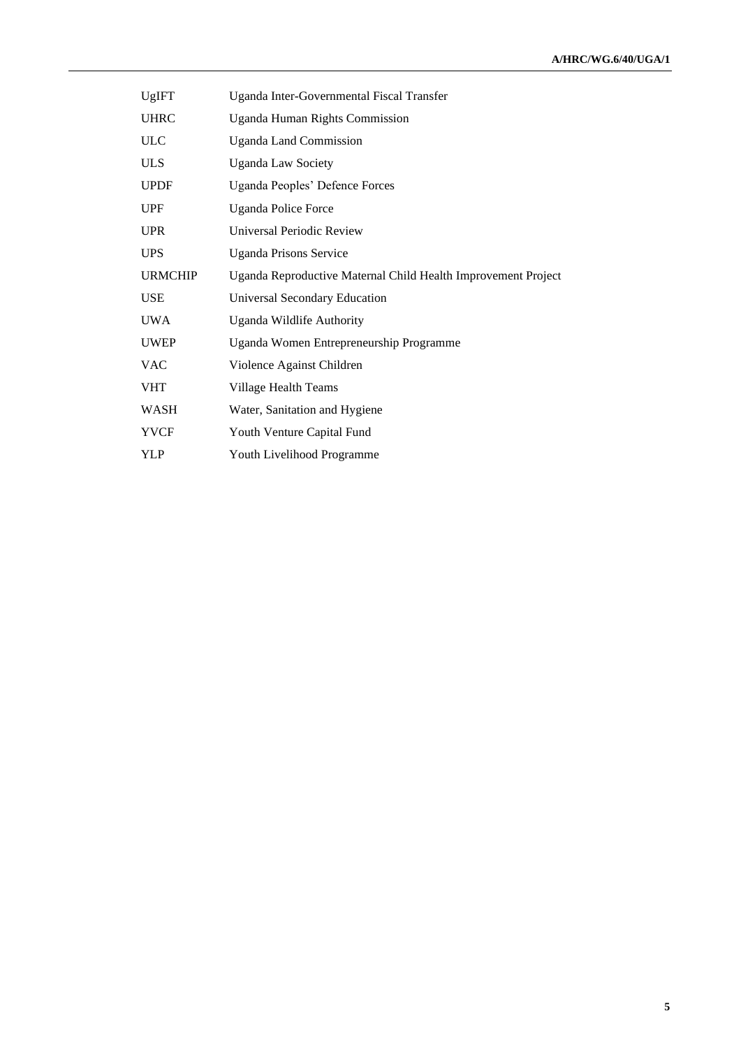| | |
|---|---|
| UgIFT | Uganda Inter-Governmental Fiscal Transfer |
| UHRC | Uganda Human Rights Commission |
| ULC | Uganda Land Commission |
| ULS | Uganda Law Society |
| UPDF | Uganda Peoples' Defence Forces |
| UPF | Uganda Police Force |
| UPR | Universal Periodic Review |
| UPS | Uganda Prisons Service |
| URMCHIP | Uganda Reproductive Maternal Child Health Improvement Project |
| USE | Universal Secondary Education |
| UWA | Uganda Wildlife Authority |
| UWEP | Uganda Women Entrepreneurship Programme |
| VAC | Violence Against Children |
| VHT | Village Health Teams |
| WASH | Water, Sanitation and Hygiene |
| YVCF | Youth Venture Capital Fund |
| YLP | Youth Livelihood Programme |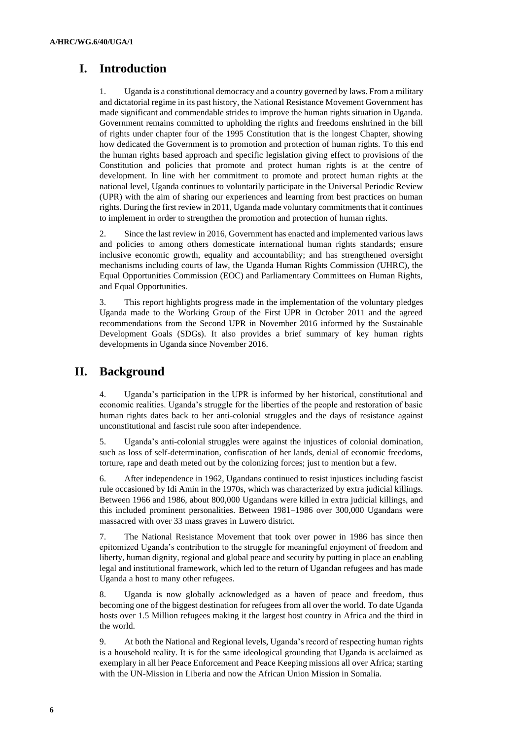# I. Introduction

1. Uganda is a constitutional democracy and a country governed by laws. From a military and dictatorial regime in its past history, the National Resistance Movement Government has made significant and commendable strides to improve the human rights situation in Uganda. Government remains committed to upholding the rights and freedoms enshrined in the bill of rights under chapter four of the 1995 Constitution that is the longest Chapter, showing how dedicated the Government is to promotion and protection of human rights. To this end the human rights based approach and specific legislation giving effect to provisions of the Constitution and policies that promote and protect human rights is at the centre of development. In line with her commitment to promote and protect human rights at the national level, Uganda continues to voluntarily participate in the Universal Periodic Review (UPR) with the aim of sharing our experiences and learning from best practices on human rights. During the first review in 2011, Uganda made voluntary commitments that it continues to implement in order to strengthen the promotion and protection of human rights.

2. Since the last review in 2016, Government has enacted and implemented various laws and policies to among others domesticate international human rights standards; ensure inclusive economic growth, equality and accountability; and has strengthened oversight mechanisms including courts of law, the Uganda Human Rights Commission (UHRC), the Equal Opportunities Commission (EOC) and Parliamentary Committees on Human Rights, and Equal Opportunities.

3. This report highlights progress made in the implementation of the voluntary pledges Uganda made to the Working Group of the First UPR in October 2011 and the agreed recommendations from the Second UPR in November 2016 informed by the Sustainable Development Goals (SDGs). It also provides a brief summary of key human rights developments in Uganda since November 2016.

# II. Background

4. Uganda's participation in the UPR is informed by her historical, constitutional and economic realities. Uganda's struggle for the liberties of the people and restoration of basic human rights dates back to her anti-colonial struggles and the days of resistance against unconstitutional and fascist rule soon after independence.

5. Uganda's anti-colonial struggles were against the injustices of colonial domination, such as loss of self-determination, confiscation of her lands, denial of economic freedoms, torture, rape and death meted out by the colonizing forces; just to mention but a few.

6. After independence in 1962, Ugandans continued to resist injustices including fascist rule occasioned by Idi Amin in the 1970s, which was characterized by extra judicial killings. Between 1966 and 1986, about 800,000 Ugandans were killed in extra judicial killings, and this included prominent personalities. Between 1981–1986 over 300,000 Ugandans were massacred with over 33 mass graves in Luwero district.

7. The National Resistance Movement that took over power in 1986 has since then epitomized Uganda's contribution to the struggle for meaningful enjoyment of freedom and liberty, human dignity, regional and global peace and security by putting in place an enabling legal and institutional framework, which led to the return of Ugandan refugees and has made Uganda a host to many other refugees.

8. Uganda is now globally acknowledged as a haven of peace and freedom, thus becoming one of the biggest destination for refugees from all over the world. To date Uganda hosts over 1.5 Million refugees making it the largest host country in Africa and the third in the world.

9. At both the National and Regional levels, Uganda's record of respecting human rights is a household reality. It is for the same ideological grounding that Uganda is acclaimed as exemplary in all her Peace Enforcement and Peace Keeping missions all over Africa; starting with the UN-Mission in Liberia and now the African Union Mission in Somalia.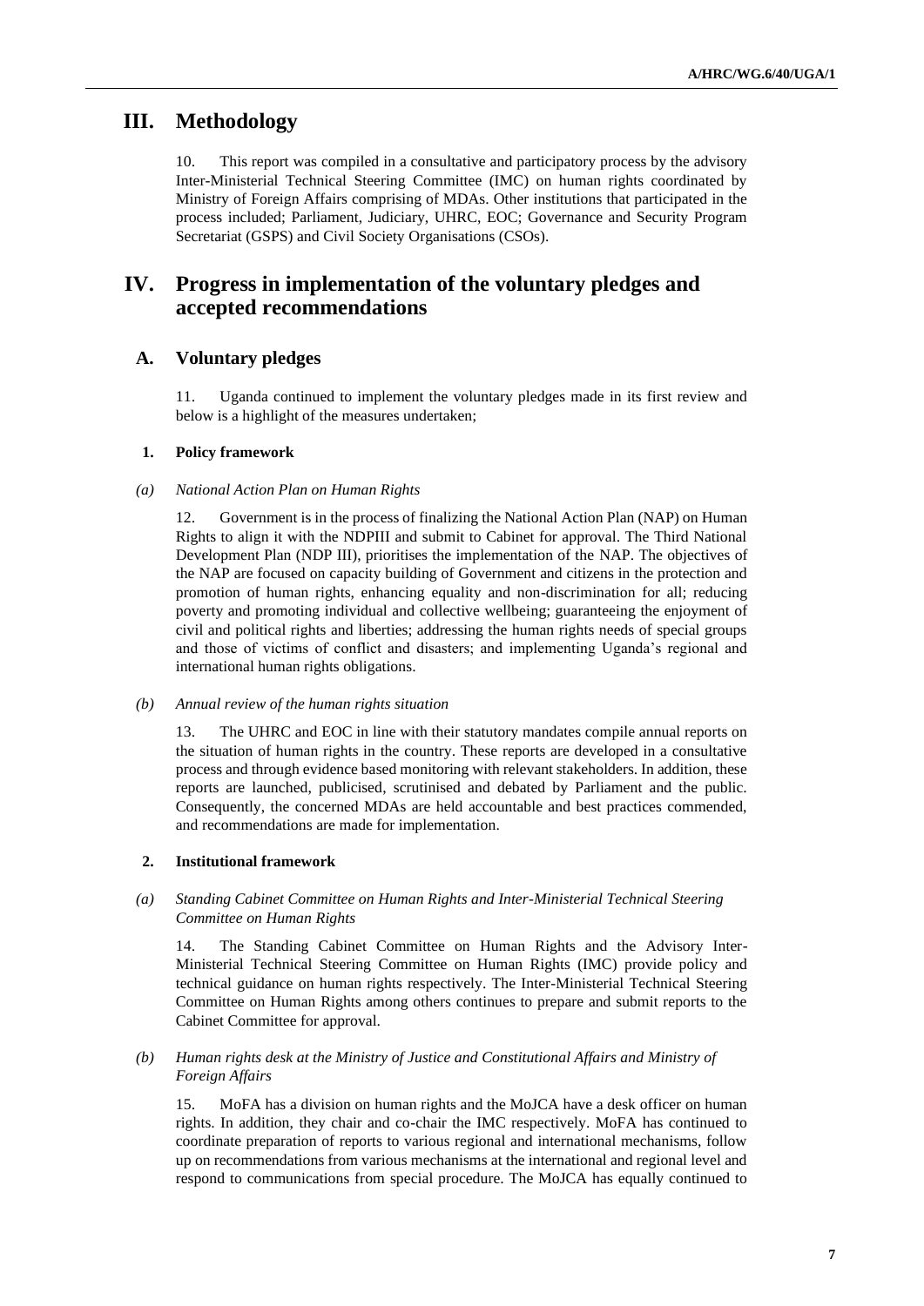## III. Methodology

10. This report was compiled in a consultative and participatory process by the advisory Inter-Ministerial Technical Steering Committee (IMC) on human rights coordinated by Ministry of Foreign Affairs comprising of MDAs. Other institutions that participated in the process included; Parliament, Judiciary, UHRC, EOC; Governance and Security Program Secretariat (GSPS) and Civil Society Organisations (CSOs).

## IV. Progress in implementation of the voluntary pledges and accepted recommendations

### A. Voluntary pledges

11. Uganda continued to implement the voluntary pledges made in its first review and below is a highlight of the measures undertaken;

#### 1. Policy framework

*(a) National Action Plan on Human Rights*

12. Government is in the process of finalizing the National Action Plan (NAP) on Human Rights to align it with the NDPIII and submit to Cabinet for approval. The Third National Development Plan (NDP III), prioritises the implementation of the NAP. The objectives of the NAP are focused on capacity building of Government and citizens in the protection and promotion of human rights, enhancing equality and non-discrimination for all; reducing poverty and promoting individual and collective wellbeing; guaranteeing the enjoyment of civil and political rights and liberties; addressing the human rights needs of special groups and those of victims of conflict and disasters; and implementing Uganda's regional and international human rights obligations.

*(b) Annual review of the human rights situation*

13. The UHRC and EOC in line with their statutory mandates compile annual reports on the situation of human rights in the country. These reports are developed in a consultative process and through evidence based monitoring with relevant stakeholders. In addition, these reports are launched, publicised, scrutinised and debated by Parliament and the public. Consequently, the concerned MDAs are held accountable and best practices commended, and recommendations are made for implementation.

#### 2. Institutional framework

*(a) Standing Cabinet Committee on Human Rights and Inter-Ministerial Technical Steering Committee on Human Rights*

14. The Standing Cabinet Committee on Human Rights and the Advisory Inter-Ministerial Technical Steering Committee on Human Rights (IMC) provide policy and technical guidance on human rights respectively. The Inter-Ministerial Technical Steering Committee on Human Rights among others continues to prepare and submit reports to the Cabinet Committee for approval.

*(b) Human rights desk at the Ministry of Justice and Constitutional Affairs and Ministry of Foreign Affairs*

15. MoFA has a division on human rights and the MoJCA have a desk officer on human rights. In addition, they chair and co-chair the IMC respectively. MoFA has continued to coordinate preparation of reports to various regional and international mechanisms, follow up on recommendations from various mechanisms at the international and regional level and respond to communications from special procedure. The MoJCA has equally continued to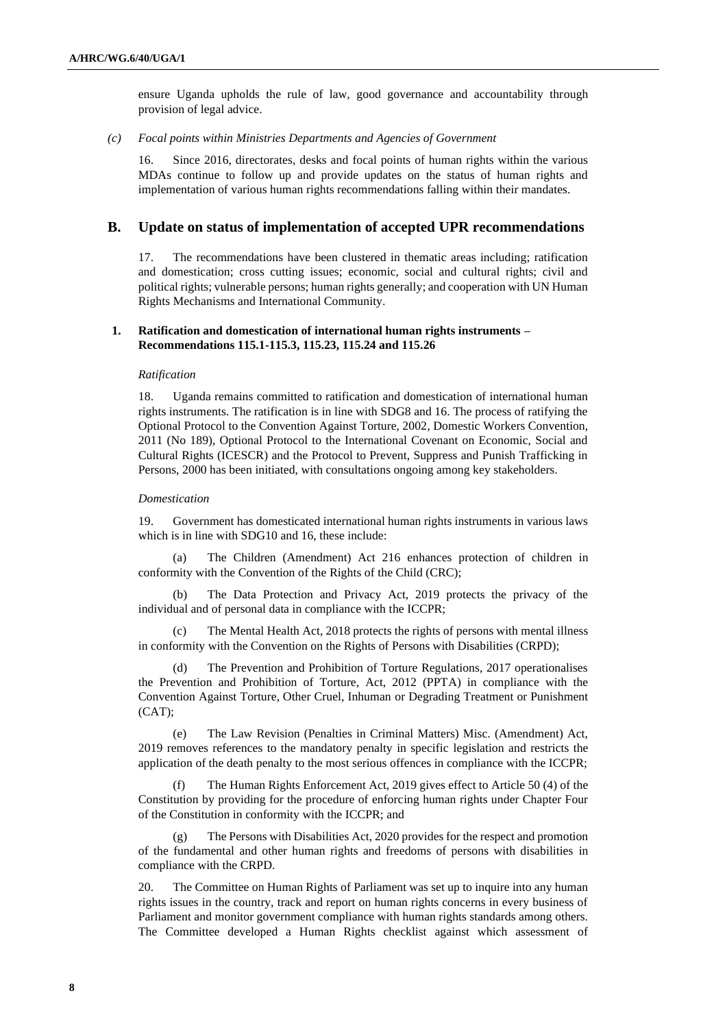ensure Uganda upholds the rule of law, good governance and accountability through provision of legal advice.

*(c) Focal points within Ministries Departments and Agencies of Government*

16. Since 2016, directorates, desks and focal points of human rights within the various MDAs continue to follow up and provide updates on the status of human rights and implementation of various human rights recommendations falling within their mandates.

## B. Update on status of implementation of accepted UPR recommendations

17. The recommendations have been clustered in thematic areas including; ratification and domestication; cross cutting issues; economic, social and cultural rights; civil and political rights; vulnerable persons; human rights generally; and cooperation with UN Human Rights Mechanisms and International Community.

### 1. Ratification and domestication of international human rights instruments – Recommendations 115.1-115.3, 115.23, 115.24 and 115.26

*Ratification*

18. Uganda remains committed to ratification and domestication of international human rights instruments. The ratification is in line with SDG8 and 16. The process of ratifying the Optional Protocol to the Convention Against Torture, 2002, Domestic Workers Convention, 2011 (No 189), Optional Protocol to the International Covenant on Economic, Social and Cultural Rights (ICESCR) and the Protocol to Prevent, Suppress and Punish Trafficking in Persons, 2000 has been initiated, with consultations ongoing among key stakeholders.

*Domestication*

19. Government has domesticated international human rights instruments in various laws which is in line with SDG10 and 16, these include:

(a) The Children (Amendment) Act 216 enhances protection of children in conformity with the Convention of the Rights of the Child (CRC);

(b) The Data Protection and Privacy Act, 2019 protects the privacy of the individual and of personal data in compliance with the ICCPR;

(c) The Mental Health Act, 2018 protects the rights of persons with mental illness in conformity with the Convention on the Rights of Persons with Disabilities (CRPD);

(d) The Prevention and Prohibition of Torture Regulations, 2017 operationalises the Prevention and Prohibition of Torture, Act, 2012 (PPTA) in compliance with the Convention Against Torture, Other Cruel, Inhuman or Degrading Treatment or Punishment (CAT);

(e) The Law Revision (Penalties in Criminal Matters) Misc. (Amendment) Act, 2019 removes references to the mandatory penalty in specific legislation and restricts the application of the death penalty to the most serious offences in compliance with the ICCPR;

(f) The Human Rights Enforcement Act, 2019 gives effect to Article 50 (4) of the Constitution by providing for the procedure of enforcing human rights under Chapter Four of the Constitution in conformity with the ICCPR; and

(g) The Persons with Disabilities Act, 2020 provides for the respect and promotion of the fundamental and other human rights and freedoms of persons with disabilities in compliance with the CRPD.

20. The Committee on Human Rights of Parliament was set up to inquire into any human rights issues in the country, track and report on human rights concerns in every business of Parliament and monitor government compliance with human rights standards among others. The Committee developed a Human Rights checklist against which assessment of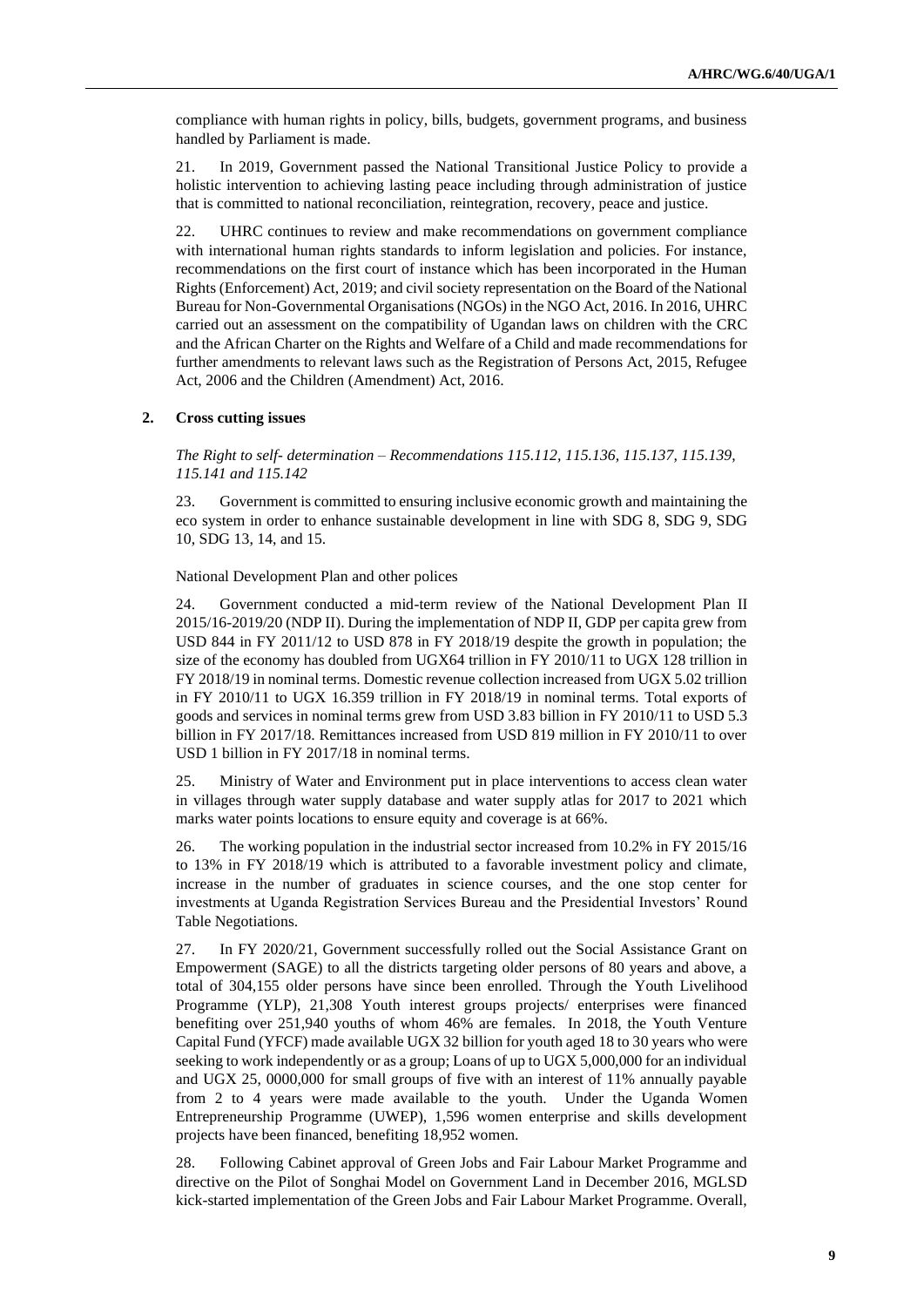compliance with human rights in policy, bills, budgets, government programs, and business handled by Parliament is made.

21. In 2019, Government passed the National Transitional Justice Policy to provide a holistic intervention to achieving lasting peace including through administration of justice that is committed to national reconciliation, reintegration, recovery, peace and justice.

22. UHRC continues to review and make recommendations on government compliance with international human rights standards to inform legislation and policies. For instance, recommendations on the first court of instance which has been incorporated in the Human Rights (Enforcement) Act, 2019; and civil society representation on the Board of the National Bureau for Non-Governmental Organisations (NGOs) in the NGO Act, 2016. In 2016, UHRC carried out an assessment on the compatibility of Ugandan laws on children with the CRC and the African Charter on the Rights and Welfare of a Child and made recommendations for further amendments to relevant laws such as the Registration of Persons Act, 2015, Refugee Act, 2006 and the Children (Amendment) Act, 2016.

## 2. Cross cutting issues

*The Right to self- determination – Recommendations 115.112, 115.136, 115.137, 115.139, 115.141 and 115.142*

23. Government is committed to ensuring inclusive economic growth and maintaining the eco system in order to enhance sustainable development in line with SDG 8, SDG 9, SDG 10, SDG 13, 14, and 15.

National Development Plan and other polices

24. Government conducted a mid-term review of the National Development Plan II 2015/16-2019/20 (NDP II). During the implementation of NDP II, GDP per capita grew from USD 844 in FY 2011/12 to USD 878 in FY 2018/19 despite the growth in population; the size of the economy has doubled from UGX64 trillion in FY 2010/11 to UGX 128 trillion in FY 2018/19 in nominal terms. Domestic revenue collection increased from UGX 5.02 trillion in FY 2010/11 to UGX 16.359 trillion in FY 2018/19 in nominal terms. Total exports of goods and services in nominal terms grew from USD 3.83 billion in FY 2010/11 to USD 5.3 billion in FY 2017/18. Remittances increased from USD 819 million in FY 2010/11 to over USD 1 billion in FY 2017/18 in nominal terms.

25. Ministry of Water and Environment put in place interventions to access clean water in villages through water supply database and water supply atlas for 2017 to 2021 which marks water points locations to ensure equity and coverage is at 66%.

26. The working population in the industrial sector increased from 10.2% in FY 2015/16 to 13% in FY 2018/19 which is attributed to a favorable investment policy and climate, increase in the number of graduates in science courses, and the one stop center for investments at Uganda Registration Services Bureau and the Presidential Investors' Round Table Negotiations.

27. In FY 2020/21, Government successfully rolled out the Social Assistance Grant on Empowerment (SAGE) to all the districts targeting older persons of 80 years and above, a total of 304,155 older persons have since been enrolled. Through the Youth Livelihood Programme (YLP), 21,308 Youth interest groups projects/ enterprises were financed benefiting over 251,940 youths of whom 46% are females. In 2018, the Youth Venture Capital Fund (YFCF) made available UGX 32 billion for youth aged 18 to 30 years who were seeking to work independently or as a group; Loans of up to UGX 5,000,000 for an individual and UGX 25, 0000,000 for small groups of five with an interest of 11% annually payable from 2 to 4 years were made available to the youth. Under the Uganda Women Entrepreneurship Programme (UWEP), 1,596 women enterprise and skills development projects have been financed, benefiting 18,952 women.

28. Following Cabinet approval of Green Jobs and Fair Labour Market Programme and directive on the Pilot of Songhai Model on Government Land in December 2016, MGLSD kick-started implementation of the Green Jobs and Fair Labour Market Programme. Overall,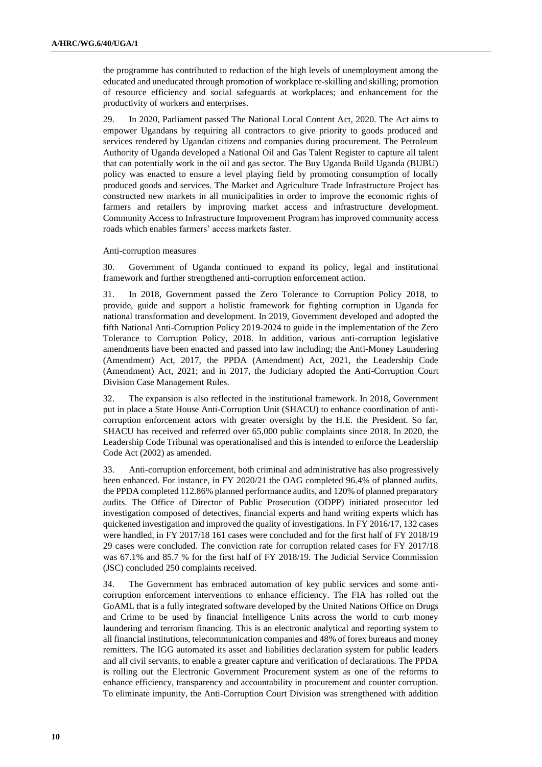the programme has contributed to reduction of the high levels of unemployment among the educated and uneducated through promotion of workplace re-skilling and skilling; promotion of resource efficiency and social safeguards at workplaces; and enhancement for the productivity of workers and enterprises.

29. In 2020, Parliament passed The National Local Content Act, 2020. The Act aims to empower Ugandans by requiring all contractors to give priority to goods produced and services rendered by Ugandan citizens and companies during procurement. The Petroleum Authority of Uganda developed a National Oil and Gas Talent Register to capture all talent that can potentially work in the oil and gas sector. The Buy Uganda Build Uganda (BUBU) policy was enacted to ensure a level playing field by promoting consumption of locally produced goods and services. The Market and Agriculture Trade Infrastructure Project has constructed new markets in all municipalities in order to improve the economic rights of farmers and retailers by improving market access and infrastructure development. Community Access to Infrastructure Improvement Program has improved community access roads which enables farmers' access markets faster.

Anti-corruption measures

30. Government of Uganda continued to expand its policy, legal and institutional framework and further strengthened anti-corruption enforcement action.

31. In 2018, Government passed the Zero Tolerance to Corruption Policy 2018, to provide, guide and support a holistic framework for fighting corruption in Uganda for national transformation and development. In 2019, Government developed and adopted the fifth National Anti-Corruption Policy 2019-2024 to guide in the implementation of the Zero Tolerance to Corruption Policy, 2018. In addition, various anti-corruption legislative amendments have been enacted and passed into law including; the Anti-Money Laundering (Amendment) Act, 2017, the PPDA (Amendment) Act, 2021, the Leadership Code (Amendment) Act, 2021; and in 2017, the Judiciary adopted the Anti-Corruption Court Division Case Management Rules.

32. The expansion is also reflected in the institutional framework. In 2018, Government put in place a State House Anti-Corruption Unit (SHACU) to enhance coordination of anti-corruption enforcement actors with greater oversight by the H.E. the President. So far, SHACU has received and referred over 65,000 public complaints since 2018. In 2020, the Leadership Code Tribunal was operationalised and this is intended to enforce the Leadership Code Act (2002) as amended.

33. Anti-corruption enforcement, both criminal and administrative has also progressively been enhanced. For instance, in FY 2020/21 the OAG completed 96.4% of planned audits, the PPDA completed 112.86% planned performance audits, and 120% of planned preparatory audits. The Office of Director of Public Prosecution (ODPP) initiated prosecutor led investigation composed of detectives, financial experts and hand writing experts which has quickened investigation and improved the quality of investigations. In FY 2016/17, 132 cases were handled, in FY 2017/18 161 cases were concluded and for the first half of FY 2018/19 29 cases were concluded. The conviction rate for corruption related cases for FY 2017/18 was 67.1% and 85.7 % for the first half of FY 2018/19. The Judicial Service Commission (JSC) concluded 250 complaints received.

34. The Government has embraced automation of key public services and some anti-corruption enforcement interventions to enhance efficiency. The FIA has rolled out the GoAML that is a fully integrated software developed by the United Nations Office on Drugs and Crime to be used by financial Intelligence Units across the world to curb money laundering and terrorism financing. This is an electronic analytical and reporting system to all financial institutions, telecommunication companies and 48% of forex bureaus and money remitters. The IGG automated its asset and liabilities declaration system for public leaders and all civil servants, to enable a greater capture and verification of declarations. The PPDA is rolling out the Electronic Government Procurement system as one of the reforms to enhance efficiency, transparency and accountability in procurement and counter corruption. To eliminate impunity, the Anti-Corruption Court Division was strengthened with addition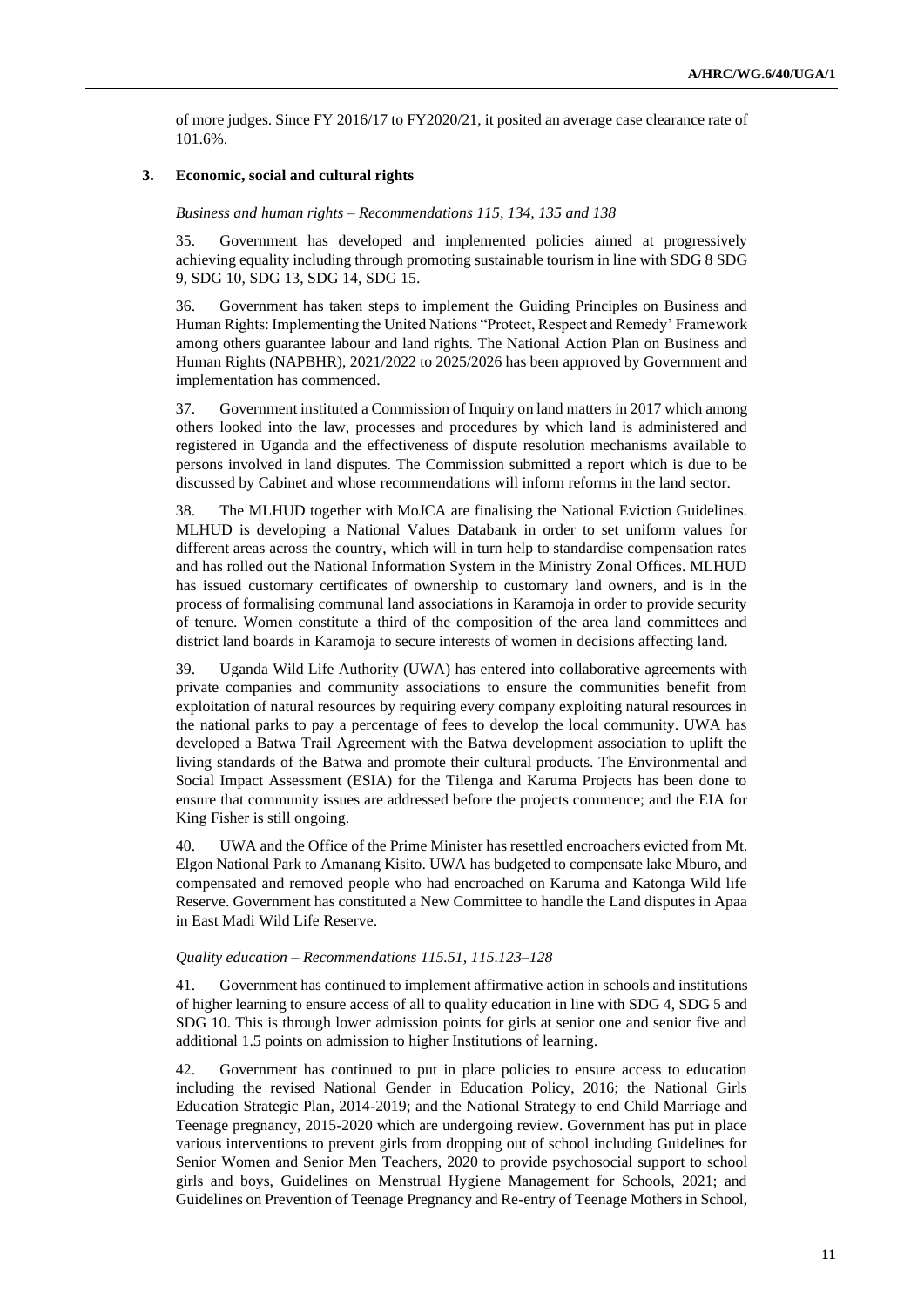of more judges. Since FY 2016/17 to FY2020/21, it posited an average case clearance rate of 101.6%.

### 3. Economic, social and cultural rights

*Business and human rights – Recommendations 115, 134, 135 and 138*

35. Government has developed and implemented policies aimed at progressively achieving equality including through promoting sustainable tourism in line with SDG 8 SDG 9, SDG 10, SDG 13, SDG 14, SDG 15.

36. Government has taken steps to implement the Guiding Principles on Business and Human Rights: Implementing the United Nations "Protect, Respect and Remedy' Framework among others guarantee labour and land rights. The National Action Plan on Business and Human Rights (NAPBHR), 2021/2022 to 2025/2026 has been approved by Government and implementation has commenced.

37. Government instituted a Commission of Inquiry on land matters in 2017 which among others looked into the law, processes and procedures by which land is administered and registered in Uganda and the effectiveness of dispute resolution mechanisms available to persons involved in land disputes. The Commission submitted a report which is due to be discussed by Cabinet and whose recommendations will inform reforms in the land sector.

38. The MLHUD together with MoJCA are finalising the National Eviction Guidelines. MLHUD is developing a National Values Databank in order to set uniform values for different areas across the country, which will in turn help to standardise compensation rates and has rolled out the National Information System in the Ministry Zonal Offices. MLHUD has issued customary certificates of ownership to customary land owners, and is in the process of formalising communal land associations in Karamoja in order to provide security of tenure. Women constitute a third of the composition of the area land committees and district land boards in Karamoja to secure interests of women in decisions affecting land.

39. Uganda Wild Life Authority (UWA) has entered into collaborative agreements with private companies and community associations to ensure the communities benefit from exploitation of natural resources by requiring every company exploiting natural resources in the national parks to pay a percentage of fees to develop the local community. UWA has developed a Batwa Trail Agreement with the Batwa development association to uplift the living standards of the Batwa and promote their cultural products. The Environmental and Social Impact Assessment (ESIA) for the Tilenga and Karuma Projects has been done to ensure that community issues are addressed before the projects commence; and the EIA for King Fisher is still ongoing.

40. UWA and the Office of the Prime Minister has resettled encroachers evicted from Mt. Elgon National Park to Amanang Kisito. UWA has budgeted to compensate lake Mburo, and compensated and removed people who had encroached on Karuma and Katonga Wild life Reserve. Government has constituted a New Committee to handle the Land disputes in Apaa in East Madi Wild Life Reserve.

*Quality education – Recommendations 115.51, 115.123–128*

41. Government has continued to implement affirmative action in schools and institutions of higher learning to ensure access of all to quality education in line with SDG 4, SDG 5 and SDG 10. This is through lower admission points for girls at senior one and senior five and additional 1.5 points on admission to higher Institutions of learning.

42. Government has continued to put in place policies to ensure access to education including the revised National Gender in Education Policy, 2016; the National Girls Education Strategic Plan, 2014-2019; and the National Strategy to end Child Marriage and Teenage pregnancy, 2015-2020 which are undergoing review. Government has put in place various interventions to prevent girls from dropping out of school including Guidelines for Senior Women and Senior Men Teachers, 2020 to provide psychosocial support to school girls and boys, Guidelines on Menstrual Hygiene Management for Schools, 2021; and Guidelines on Prevention of Teenage Pregnancy and Re-entry of Teenage Mothers in School,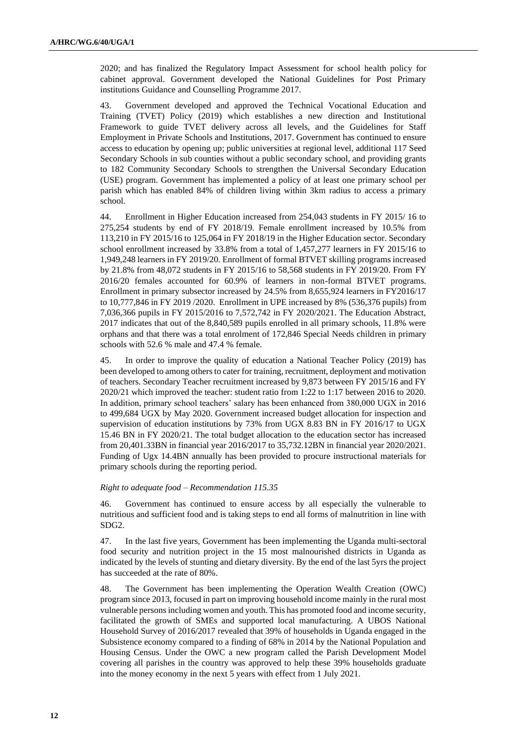2020; and has finalized the Regulatory Impact Assessment for school health policy for cabinet approval. Government developed the National Guidelines for Post Primary institutions Guidance and Counselling Programme 2017.

43. Government developed and approved the Technical Vocational Education and Training (TVET) Policy (2019) which establishes a new direction and Institutional Framework to guide TVET delivery across all levels, and the Guidelines for Staff Employment in Private Schools and Institutions, 2017. Government has continued to ensure access to education by opening up; public universities at regional level, additional 117 Seed Secondary Schools in sub counties without a public secondary school, and providing grants to 182 Community Secondary Schools to strengthen the Universal Secondary Education (USE) program. Government has implemented a policy of at least one primary school per parish which has enabled 84% of children living within 3km radius to access a primary school.

44. Enrollment in Higher Education increased from 254,043 students in FY 2015/ 16 to 275,254 students by end of FY 2018/19. Female enrollment increased by 10.5% from 113,210 in FY 2015/16 to 125,064 in FY 2018/19 in the Higher Education sector. Secondary school enrollment increased by 33.8% from a total of 1,457,277 learners in FY 2015/16 to 1,949,248 learners in FY 2019/20. Enrollment of formal BTVET skilling programs increased by 21.8% from 48,072 students in FY 2015/16 to 58,568 students in FY 2019/20. From FY 2016/20 females accounted for 60.9% of learners in non-formal BTVET programs. Enrollment in primary subsector increased by 24.5% from 8,655,924 learners in FY2016/17 to 10,777,846 in FY 2019 /2020. Enrollment in UPE increased by 8% (536,376 pupils) from 7,036,366 pupils in FY 2015/2016 to 7,572,742 in FY 2020/2021. The Education Abstract, 2017 indicates that out of the 8,840,589 pupils enrolled in all primary schools, 11.8% were orphans and that there was a total enrolment of 172,846 Special Needs children in primary schools with 52.6 % male and 47.4 % female.

45. In order to improve the quality of education a National Teacher Policy (2019) has been developed to among others to cater for training, recruitment, deployment and motivation of teachers. Secondary Teacher recruitment increased by 9,873 between FY 2015/16 and FY 2020/21 which improved the teacher: student ratio from 1:22 to 1:17 between 2016 to 2020. In addition, primary school teachers' salary has been enhanced from 380,000 UGX in 2016 to 499,684 UGX by May 2020. Government increased budget allocation for inspection and supervision of education institutions by 73% from UGX 8.83 BN in FY 2016/17 to UGX 15.46 BN in FY 2020/21. The total budget allocation to the education sector has increased from 20,401.33BN in financial year 2016/2017 to 35,732.12BN in financial year 2020/2021. Funding of Ugx 14.4BN annually has been provided to procure instructional materials for primary schools during the reporting period.

*Right to adequate food – Recommendation 115.35*

46. Government has continued to ensure access by all especially the vulnerable to nutritious and sufficient food and is taking steps to end all forms of malnutrition in line with SDG2.

47. In the last five years, Government has been implementing the Uganda multi-sectoral food security and nutrition project in the 15 most malnourished districts in Uganda as indicated by the levels of stunting and dietary diversity. By the end of the last 5yrs the project has succeeded at the rate of 80%.

48. The Government has been implementing the Operation Wealth Creation (OWC) program since 2013, focused in part on improving household income mainly in the rural most vulnerable persons including women and youth. This has promoted food and income security, facilitated the growth of SMEs and supported local manufacturing. A UBOS National Household Survey of 2016/2017 revealed that 39% of households in Uganda engaged in the Subsistence economy compared to a finding of 68% in 2014 by the National Population and Housing Census. Under the OWC a new program called the Parish Development Model covering all parishes in the country was approved to help these 39% households graduate into the money economy in the next 5 years with effect from 1 July 2021.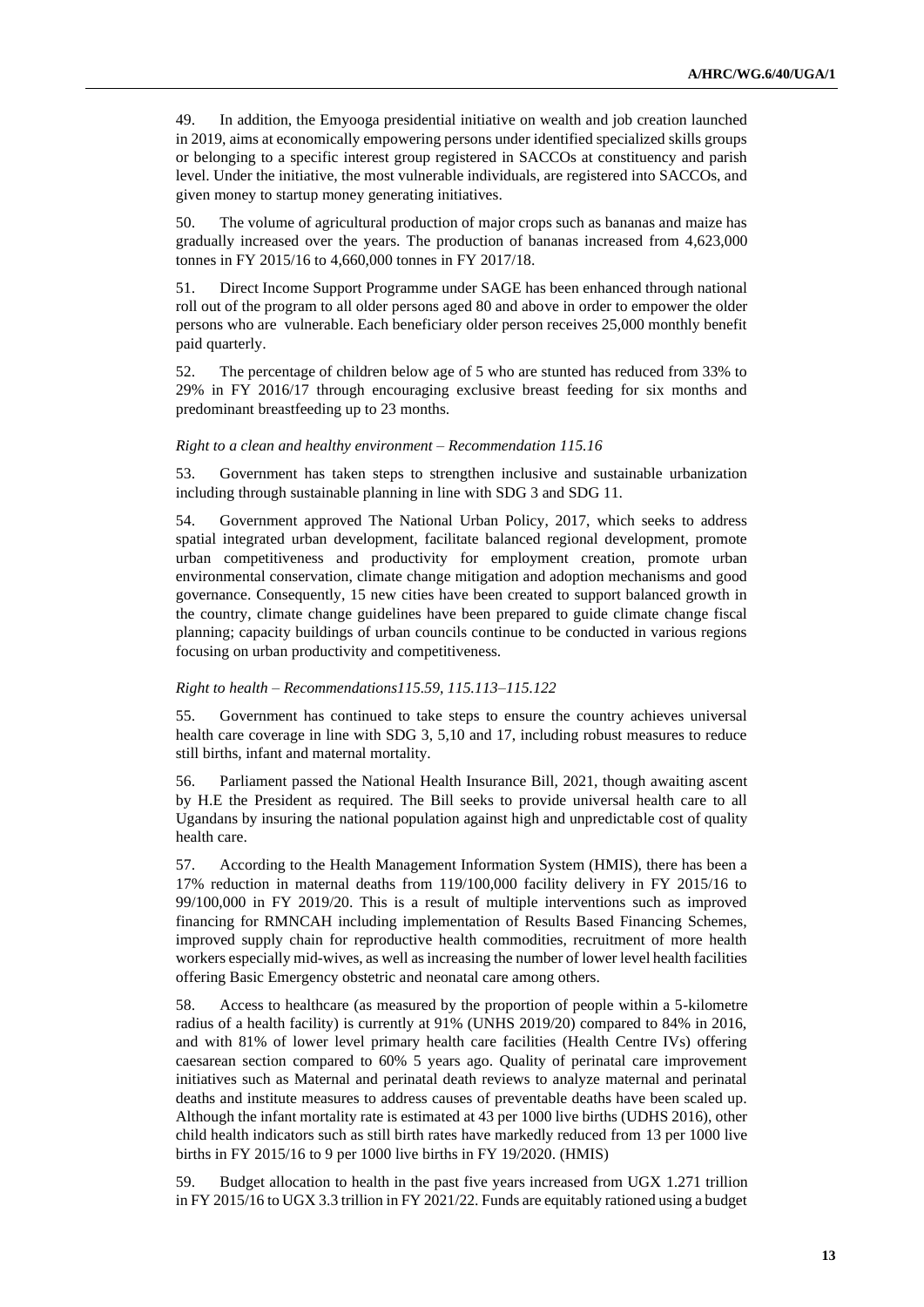49. In addition, the Emyooga presidential initiative on wealth and job creation launched in 2019, aims at economically empowering persons under identified specialized skills groups or belonging to a specific interest group registered in SACCOs at constituency and parish level. Under the initiative, the most vulnerable individuals, are registered into SACCOs, and given money to startup money generating initiatives.

50. The volume of agricultural production of major crops such as bananas and maize has gradually increased over the years. The production of bananas increased from 4,623,000 tonnes in FY 2015/16 to 4,660,000 tonnes in FY 2017/18.

51. Direct Income Support Programme under SAGE has been enhanced through national roll out of the program to all older persons aged 80 and above in order to empower the older persons who are vulnerable. Each beneficiary older person receives 25,000 monthly benefit paid quarterly.

52. The percentage of children below age of 5 who are stunted has reduced from 33% to 29% in FY 2016/17 through encouraging exclusive breast feeding for six months and predominant breastfeeding up to 23 months.

*Right to a clean and healthy environment – Recommendation 115.16*

53. Government has taken steps to strengthen inclusive and sustainable urbanization including through sustainable planning in line with SDG 3 and SDG 11.

54. Government approved The National Urban Policy, 2017, which seeks to address spatial integrated urban development, facilitate balanced regional development, promote urban competitiveness and productivity for employment creation, promote urban environmental conservation, climate change mitigation and adoption mechanisms and good governance. Consequently, 15 new cities have been created to support balanced growth in the country, climate change guidelines have been prepared to guide climate change fiscal planning; capacity buildings of urban councils continue to be conducted in various regions focusing on urban productivity and competitiveness.

*Right to health – Recommendations115.59, 115.113–115.122*

55. Government has continued to take steps to ensure the country achieves universal health care coverage in line with SDG 3, 5,10 and 17, including robust measures to reduce still births, infant and maternal mortality.

56. Parliament passed the National Health Insurance Bill, 2021, though awaiting ascent by H.E the President as required. The Bill seeks to provide universal health care to all Ugandans by insuring the national population against high and unpredictable cost of quality health care.

57. According to the Health Management Information System (HMIS), there has been a 17% reduction in maternal deaths from 119/100,000 facility delivery in FY 2015/16 to 99/100,000 in FY 2019/20. This is a result of multiple interventions such as improved financing for RMNCAH including implementation of Results Based Financing Schemes, improved supply chain for reproductive health commodities, recruitment of more health workers especially mid-wives, as well as increasing the number of lower level health facilities offering Basic Emergency obstetric and neonatal care among others.

58. Access to healthcare (as measured by the proportion of people within a 5-kilometre radius of a health facility) is currently at 91% (UNHS 2019/20) compared to 84% in 2016, and with 81% of lower level primary health care facilities (Health Centre IVs) offering caesarean section compared to 60% 5 years ago. Quality of perinatal care improvement initiatives such as Maternal and perinatal death reviews to analyze maternal and perinatal deaths and institute measures to address causes of preventable deaths have been scaled up. Although the infant mortality rate is estimated at 43 per 1000 live births (UDHS 2016), other child health indicators such as still birth rates have markedly reduced from 13 per 1000 live births in FY 2015/16 to 9 per 1000 live births in FY 19/2020. (HMIS)

59. Budget allocation to health in the past five years increased from UGX 1.271 trillion in FY 2015/16 to UGX 3.3 trillion in FY 2021/22. Funds are equitably rationed using a budget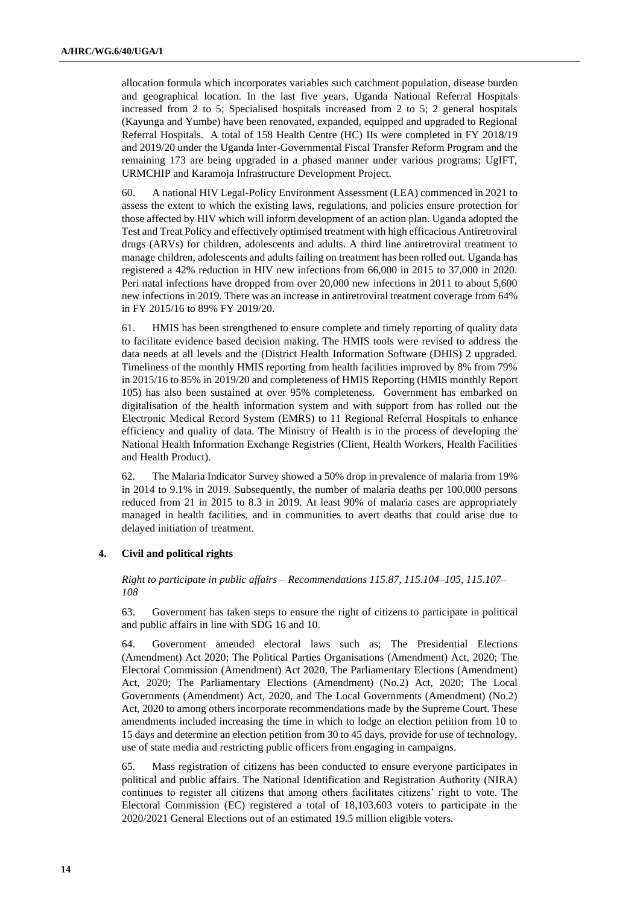allocation formula which incorporates variables such catchment population, disease burden and geographical location. In the last five years, Uganda National Referral Hospitals increased from 2 to 5; Specialised hospitals increased from 2 to 5; 2 general hospitals (Kayunga and Yumbe) have been renovated, expanded, equipped and upgraded to Regional Referral Hospitals. A total of 158 Health Centre (HC) IIs were completed in FY 2018/19 and 2019/20 under the Uganda Inter-Governmental Fiscal Transfer Reform Program and the remaining 173 are being upgraded in a phased manner under various programs; UgIFT, URMCHIP and Karamoja Infrastructure Development Project.

60. A national HIV Legal-Policy Environment Assessment (LEA) commenced in 2021 to assess the extent to which the existing laws, regulations, and policies ensure protection for those affected by HIV which will inform development of an action plan. Uganda adopted the Test and Treat Policy and effectively optimised treatment with high efficacious Antiretroviral drugs (ARVs) for children, adolescents and adults. A third line antiretroviral treatment to manage children, adolescents and adults failing on treatment has been rolled out. Uganda has registered a 42% reduction in HIV new infections from 66,000 in 2015 to 37,000 in 2020. Peri natal infections have dropped from over 20,000 new infections in 2011 to about 5,600 new infections in 2019. There was an increase in antiretroviral treatment coverage from 64% in FY 2015/16 to 89% FY 2019/20.

61. HMIS has been strengthened to ensure complete and timely reporting of quality data to facilitate evidence based decision making. The HMIS tools were revised to address the data needs at all levels and the (District Health Information Software (DHIS) 2 upgraded. Timeliness of the monthly HMIS reporting from health facilities improved by 8% from 79% in 2015/16 to 85% in 2019/20 and completeness of HMIS Reporting (HMIS monthly Report 105) has also been sustained at over 95% completeness. Government has embarked on digitalisation of the health information system and with support from has rolled out the Electronic Medical Record System (EMRS) to 11 Regional Referral Hospitals to enhance efficiency and quality of data. The Ministry of Health is in the process of developing the National Health Information Exchange Registries (Client, Health Workers, Health Facilities and Health Product).

62. The Malaria Indicator Survey showed a 50% drop in prevalence of malaria from 19% in 2014 to 9.1% in 2019. Subsequently, the number of malaria deaths per 100,000 persons reduced from 21 in 2015 to 8.3 in 2019. At least 90% of malaria cases are appropriately managed in health facilities, and in communities to avert deaths that could arise due to delayed initiation of treatment.

### 4. Civil and political rights

*Right to participate in public affairs – Recommendations 115.87, 115.104–105, 115.107–108*

63. Government has taken steps to ensure the right of citizens to participate in political and public affairs in line with SDG 16 and 10.

64. Government amended electoral laws such as; The Presidential Elections (Amendment) Act 2020; The Political Parties Organisations (Amendment) Act, 2020; The Electoral Commission (Amendment) Act 2020, The Parliamentary Elections (Amendment) Act, 2020; The Parliamentary Elections (Amendment) (No.2) Act, 2020; The Local Governments (Amendment) Act, 2020, and The Local Governments (Amendment) (No.2) Act, 2020 to among others incorporate recommendations made by the Supreme Court. These amendments included increasing the time in which to lodge an election petition from 10 to 15 days and determine an election petition from 30 to 45 days, provide for use of technology, use of state media and restricting public officers from engaging in campaigns.

65. Mass registration of citizens has been conducted to ensure everyone participates in political and public affairs. The National Identification and Registration Authority (NIRA) continues to register all citizens that among others facilitates citizens' right to vote. The Electoral Commission (EC) registered a total of 18,103,603 voters to participate in the 2020/2021 General Elections out of an estimated 19.5 million eligible voters.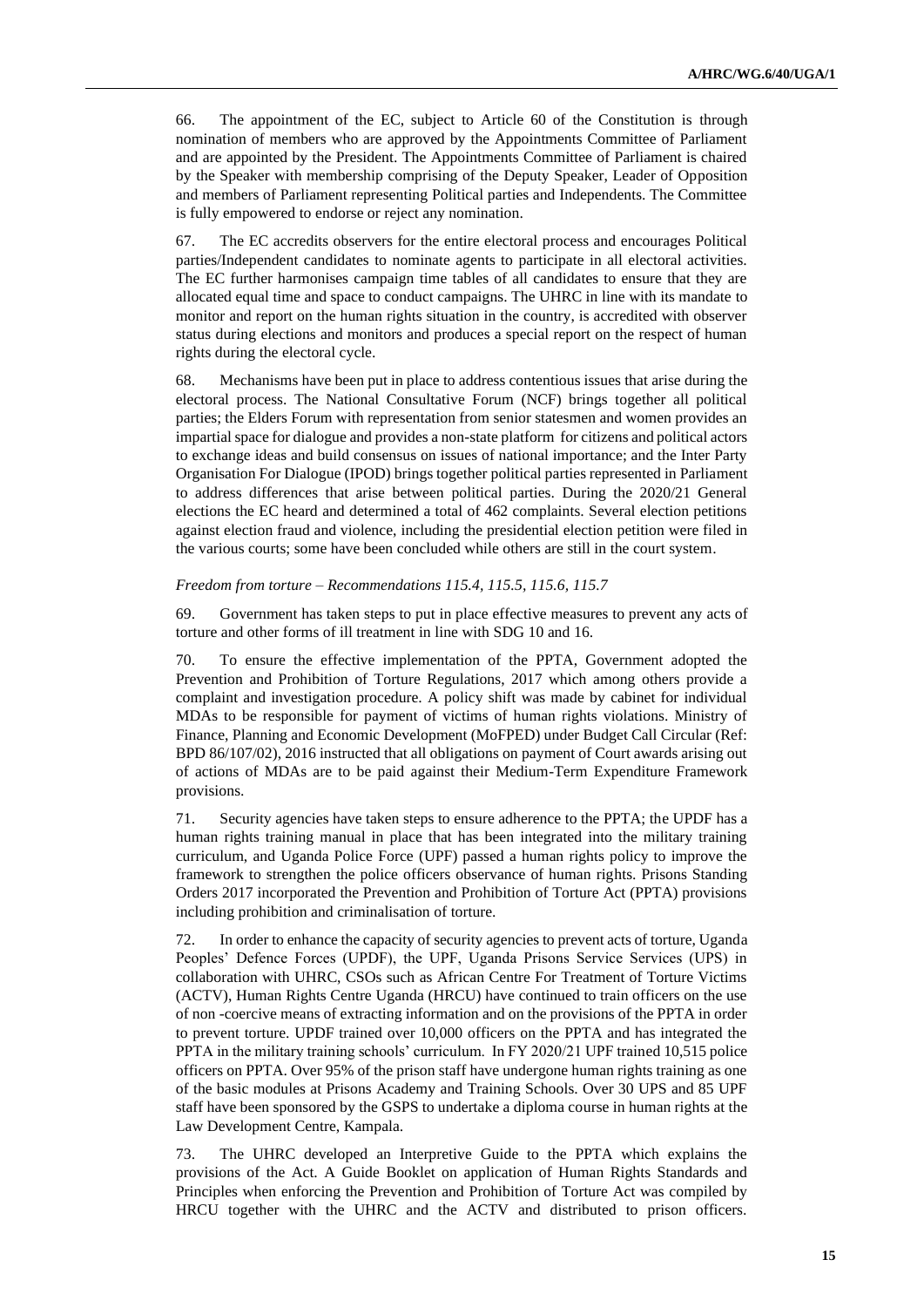66. The appointment of the EC, subject to Article 60 of the Constitution is through nomination of members who are approved by the Appointments Committee of Parliament and are appointed by the President. The Appointments Committee of Parliament is chaired by the Speaker with membership comprising of the Deputy Speaker, Leader of Opposition and members of Parliament representing Political parties and Independents. The Committee is fully empowered to endorse or reject any nomination.

67. The EC accredits observers for the entire electoral process and encourages Political parties/Independent candidates to nominate agents to participate in all electoral activities. The EC further harmonises campaign time tables of all candidates to ensure that they are allocated equal time and space to conduct campaigns. The UHRC in line with its mandate to monitor and report on the human rights situation in the country, is accredited with observer status during elections and monitors and produces a special report on the respect of human rights during the electoral cycle.

68. Mechanisms have been put in place to address contentious issues that arise during the electoral process. The National Consultative Forum (NCF) brings together all political parties; the Elders Forum with representation from senior statesmen and women provides an impartial space for dialogue and provides a non-state platform for citizens and political actors to exchange ideas and build consensus on issues of national importance; and the Inter Party Organisation For Dialogue (IPOD) brings together political parties represented in Parliament to address differences that arise between political parties. During the 2020/21 General elections the EC heard and determined a total of 462 complaints. Several election petitions against election fraud and violence, including the presidential election petition were filed in the various courts; some have been concluded while others are still in the court system.

*Freedom from torture – Recommendations 115.4, 115.5, 115.6, 115.7*

69. Government has taken steps to put in place effective measures to prevent any acts of torture and other forms of ill treatment in line with SDG 10 and 16.

70. To ensure the effective implementation of the PPTA, Government adopted the Prevention and Prohibition of Torture Regulations, 2017 which among others provide a complaint and investigation procedure. A policy shift was made by cabinet for individual MDAs to be responsible for payment of victims of human rights violations. Ministry of Finance, Planning and Economic Development (MoFPED) under Budget Call Circular (Ref: BPD 86/107/02), 2016 instructed that all obligations on payment of Court awards arising out of actions of MDAs are to be paid against their Medium-Term Expenditure Framework provisions.

71. Security agencies have taken steps to ensure adherence to the PPTA; the UPDF has a human rights training manual in place that has been integrated into the military training curriculum, and Uganda Police Force (UPF) passed a human rights policy to improve the framework to strengthen the police officers observance of human rights. Prisons Standing Orders 2017 incorporated the Prevention and Prohibition of Torture Act (PPTA) provisions including prohibition and criminalisation of torture.

72. In order to enhance the capacity of security agencies to prevent acts of torture, Uganda Peoples' Defence Forces (UPDF), the UPF, Uganda Prisons Service Services (UPS) in collaboration with UHRC, CSOs such as African Centre For Treatment of Torture Victims (ACTV), Human Rights Centre Uganda (HRCU) have continued to train officers on the use of non -coercive means of extracting information and on the provisions of the PPTA in order to prevent torture. UPDF trained over 10,000 officers on the PPTA and has integrated the PPTA in the military training schools' curriculum. In FY 2020/21 UPF trained 10,515 police officers on PPTA. Over 95% of the prison staff have undergone human rights training as one of the basic modules at Prisons Academy and Training Schools. Over 30 UPS and 85 UPF staff have been sponsored by the GSPS to undertake a diploma course in human rights at the Law Development Centre, Kampala.

73. The UHRC developed an Interpretive Guide to the PPTA which explains the provisions of the Act. A Guide Booklet on application of Human Rights Standards and Principles when enforcing the Prevention and Prohibition of Torture Act was compiled by HRCU together with the UHRC and the ACTV and distributed to prison officers.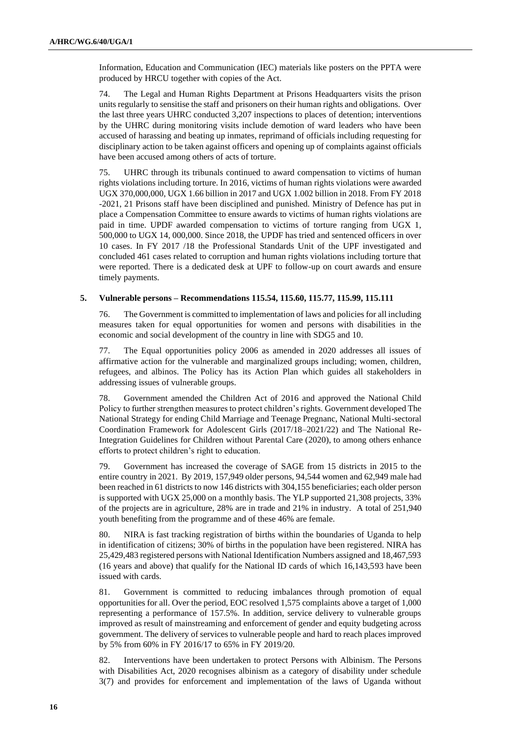Information, Education and Communication (IEC) materials like posters on the PPTA were produced by HRCU together with copies of the Act.

74. The Legal and Human Rights Department at Prisons Headquarters visits the prison units regularly to sensitise the staff and prisoners on their human rights and obligations. Over the last three years UHRC conducted 3,207 inspections to places of detention; interventions by the UHRC during monitoring visits include demotion of ward leaders who have been accused of harassing and beating up inmates, reprimand of officials including requesting for disciplinary action to be taken against officers and opening up of complaints against officials have been accused among others of acts of torture.

75. UHRC through its tribunals continued to award compensation to victims of human rights violations including torture. In 2016, victims of human rights violations were awarded UGX 370,000,000, UGX 1.66 billion in 2017 and UGX 1.002 billion in 2018. From FY 2018 -2021, 21 Prisons staff have been disciplined and punished. Ministry of Defence has put in place a Compensation Committee to ensure awards to victims of human rights violations are paid in time. UPDF awarded compensation to victims of torture ranging from UGX 1, 500,000 to UGX 14, 000,000. Since 2018, the UPDF has tried and sentenced officers in over 10 cases. In FY 2017 /18 the Professional Standards Unit of the UPF investigated and concluded 461 cases related to corruption and human rights violations including torture that were reported. There is a dedicated desk at UPF to follow-up on court awards and ensure timely payments.

### 5. Vulnerable persons – Recommendations 115.54, 115.60, 115.77, 115.99, 115.111

76. The Government is committed to implementation of laws and policies for all including measures taken for equal opportunities for women and persons with disabilities in the economic and social development of the country in line with SDG5 and 10.

77. The Equal opportunities policy 2006 as amended in 2020 addresses all issues of affirmative action for the vulnerable and marginalized groups including; women, children, refugees, and albinos. The Policy has its Action Plan which guides all stakeholders in addressing issues of vulnerable groups.

78. Government amended the Children Act of 2016 and approved the National Child Policy to further strengthen measures to protect children's rights. Government developed The National Strategy for ending Child Marriage and Teenage Pregnanc, National Multi-sectoral Coordination Framework for Adolescent Girls (2017/18–2021/22) and The National Re-Integration Guidelines for Children without Parental Care (2020), to among others enhance efforts to protect children's right to education.

79. Government has increased the coverage of SAGE from 15 districts in 2015 to the entire country in 2021. By 2019, 157,949 older persons, 94,544 women and 62,949 male had been reached in 61 districts to now 146 districts with 304,155 beneficiaries; each older person is supported with UGX 25,000 on a monthly basis. The YLP supported 21,308 projects, 33% of the projects are in agriculture, 28% are in trade and 21% in industry. A total of 251,940 youth benefiting from the programme and of these 46% are female.

80. NIRA is fast tracking registration of births within the boundaries of Uganda to help in identification of citizens; 30% of births in the population have been registered. NIRA has 25,429,483 registered persons with National Identification Numbers assigned and 18,467,593 (16 years and above) that qualify for the National ID cards of which 16,143,593 have been issued with cards.

81. Government is committed to reducing imbalances through promotion of equal opportunities for all. Over the period, EOC resolved 1,575 complaints above a target of 1,000 representing a performance of 157.5%. In addition, service delivery to vulnerable groups improved as result of mainstreaming and enforcement of gender and equity budgeting across government. The delivery of services to vulnerable people and hard to reach places improved by 5% from 60% in FY 2016/17 to 65% in FY 2019/20.

82. Interventions have been undertaken to protect Persons with Albinism. The Persons with Disabilities Act, 2020 recognises albinism as a category of disability under schedule 3(7) and provides for enforcement and implementation of the laws of Uganda without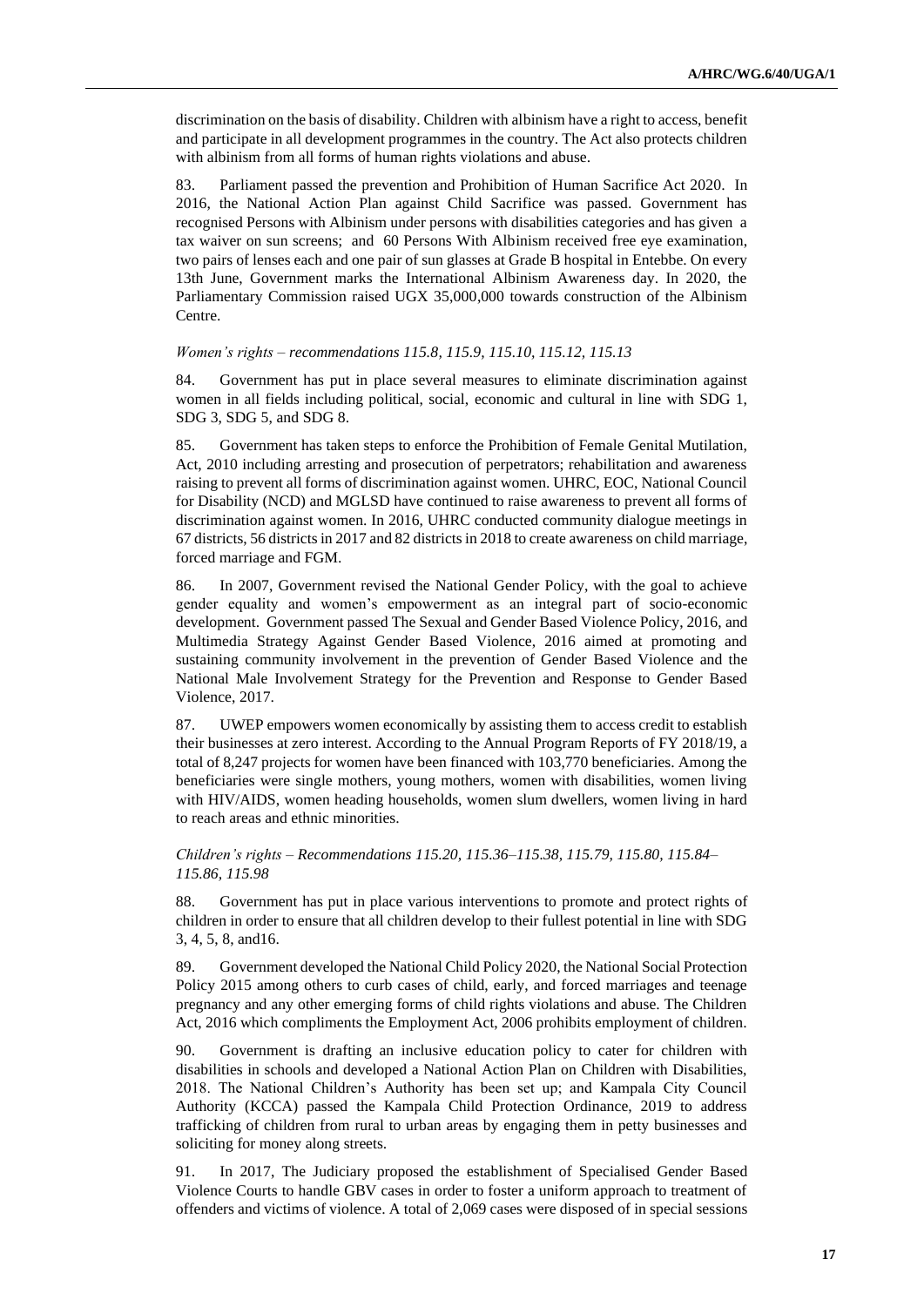discrimination on the basis of disability. Children with albinism have a right to access, benefit and participate in all development programmes in the country. The Act also protects children with albinism from all forms of human rights violations and abuse.

83. Parliament passed the prevention and Prohibition of Human Sacrifice Act 2020. In 2016, the National Action Plan against Child Sacrifice was passed. Government has recognised Persons with Albinism under persons with disabilities categories and has given a tax waiver on sun screens; and 60 Persons With Albinism received free eye examination, two pairs of lenses each and one pair of sun glasses at Grade B hospital in Entebbe. On every 13th June, Government marks the International Albinism Awareness day. In 2020, the Parliamentary Commission raised UGX 35,000,000 towards construction of the Albinism Centre.

*Women's rights – recommendations 115.8, 115.9, 115.10, 115.12, 115.13*

84. Government has put in place several measures to eliminate discrimination against women in all fields including political, social, economic and cultural in line with SDG 1, SDG 3, SDG 5, and SDG 8.

85. Government has taken steps to enforce the Prohibition of Female Genital Mutilation, Act, 2010 including arresting and prosecution of perpetrators; rehabilitation and awareness raising to prevent all forms of discrimination against women. UHRC, EOC, National Council for Disability (NCD) and MGLSD have continued to raise awareness to prevent all forms of discrimination against women. In 2016, UHRC conducted community dialogue meetings in 67 districts, 56 districts in 2017 and 82 districts in 2018 to create awareness on child marriage, forced marriage and FGM.

86. In 2007, Government revised the National Gender Policy, with the goal to achieve gender equality and women's empowerment as an integral part of socio-economic development. Government passed The Sexual and Gender Based Violence Policy, 2016, and Multimedia Strategy Against Gender Based Violence, 2016 aimed at promoting and sustaining community involvement in the prevention of Gender Based Violence and the National Male Involvement Strategy for the Prevention and Response to Gender Based Violence, 2017.

87. UWEP empowers women economically by assisting them to access credit to establish their businesses at zero interest. According to the Annual Program Reports of FY 2018/19, a total of 8,247 projects for women have been financed with 103,770 beneficiaries. Among the beneficiaries were single mothers, young mothers, women with disabilities, women living with HIV/AIDS, women heading households, women slum dwellers, women living in hard to reach areas and ethnic minorities.

*Children's rights – Recommendations 115.20, 115.36–115.38, 115.79, 115.80, 115.84–115.86, 115.98*

88. Government has put in place various interventions to promote and protect rights of children in order to ensure that all children develop to their fullest potential in line with SDG 3, 4, 5, 8, and16.

89. Government developed the National Child Policy 2020, the National Social Protection Policy 2015 among others to curb cases of child, early, and forced marriages and teenage pregnancy and any other emerging forms of child rights violations and abuse. The Children Act, 2016 which compliments the Employment Act, 2006 prohibits employment of children.

90. Government is drafting an inclusive education policy to cater for children with disabilities in schools and developed a National Action Plan on Children with Disabilities, 2018. The National Children's Authority has been set up; and Kampala City Council Authority (KCCA) passed the Kampala Child Protection Ordinance, 2019 to address trafficking of children from rural to urban areas by engaging them in petty businesses and soliciting for money along streets.

91. In 2017, The Judiciary proposed the establishment of Specialised Gender Based Violence Courts to handle GBV cases in order to foster a uniform approach to treatment of offenders and victims of violence. A total of 2,069 cases were disposed of in special sessions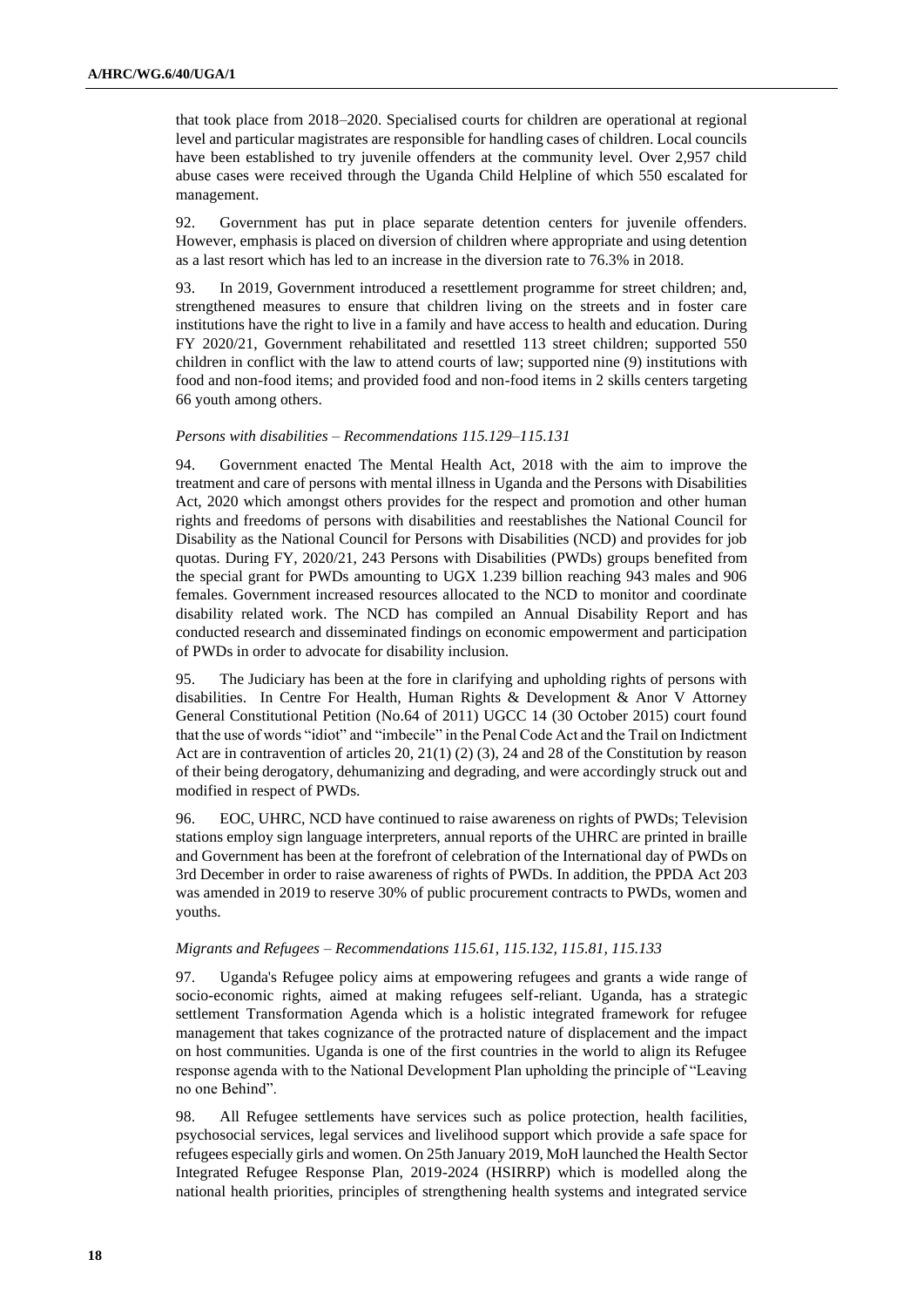that took place from 2018–2020. Specialised courts for children are operational at regional level and particular magistrates are responsible for handling cases of children. Local councils have been established to try juvenile offenders at the community level. Over 2,957 child abuse cases were received through the Uganda Child Helpline of which 550 escalated for management.

92. Government has put in place separate detention centers for juvenile offenders. However, emphasis is placed on diversion of children where appropriate and using detention as a last resort which has led to an increase in the diversion rate to 76.3% in 2018.

93. In 2019, Government introduced a resettlement programme for street children; and, strengthened measures to ensure that children living on the streets and in foster care institutions have the right to live in a family and have access to health and education. During FY 2020/21, Government rehabilitated and resettled 113 street children; supported 550 children in conflict with the law to attend courts of law; supported nine (9) institutions with food and non-food items; and provided food and non-food items in 2 skills centers targeting 66 youth among others.

*Persons with disabilities – Recommendations 115.129–115.131*

94. Government enacted The Mental Health Act, 2018 with the aim to improve the treatment and care of persons with mental illness in Uganda and the Persons with Disabilities Act, 2020 which amongst others provides for the respect and promotion and other human rights and freedoms of persons with disabilities and reestablishes the National Council for Disability as the National Council for Persons with Disabilities (NCD) and provides for job quotas. During FY, 2020/21, 243 Persons with Disabilities (PWDs) groups benefited from the special grant for PWDs amounting to UGX 1.239 billion reaching 943 males and 906 females. Government increased resources allocated to the NCD to monitor and coordinate disability related work. The NCD has compiled an Annual Disability Report and has conducted research and disseminated findings on economic empowerment and participation of PWDs in order to advocate for disability inclusion.

95. The Judiciary has been at the fore in clarifying and upholding rights of persons with disabilities. In Centre For Health, Human Rights & Development & Anor V Attorney General Constitutional Petition (No.64 of 2011) UGCC 14 (30 October 2015) court found that the use of words "idiot" and "imbecile" in the Penal Code Act and the Trail on Indictment Act are in contravention of articles 20, 21(1) (2) (3), 24 and 28 of the Constitution by reason of their being derogatory, dehumanizing and degrading, and were accordingly struck out and modified in respect of PWDs.

96. EOC, UHRC, NCD have continued to raise awareness on rights of PWDs; Television stations employ sign language interpreters, annual reports of the UHRC are printed in braille and Government has been at the forefront of celebration of the International day of PWDs on 3rd December in order to raise awareness of rights of PWDs. In addition, the PPDA Act 203 was amended in 2019 to reserve 30% of public procurement contracts to PWDs, women and youths.

*Migrants and Refugees – Recommendations 115.61, 115.132, 115.81, 115.133*

97. Uganda's Refugee policy aims at empowering refugees and grants a wide range of socio-economic rights, aimed at making refugees self-reliant. Uganda, has a strategic settlement Transformation Agenda which is a holistic integrated framework for refugee management that takes cognizance of the protracted nature of displacement and the impact on host communities. Uganda is one of the first countries in the world to align its Refugee response agenda with to the National Development Plan upholding the principle of "Leaving no one Behind".

98. All Refugee settlements have services such as police protection, health facilities, psychosocial services, legal services and livelihood support which provide a safe space for refugees especially girls and women. On 25th January 2019, MoH launched the Health Sector Integrated Refugee Response Plan, 2019-2024 (HSIRRP) which is modelled along the national health priorities, principles of strengthening health systems and integrated service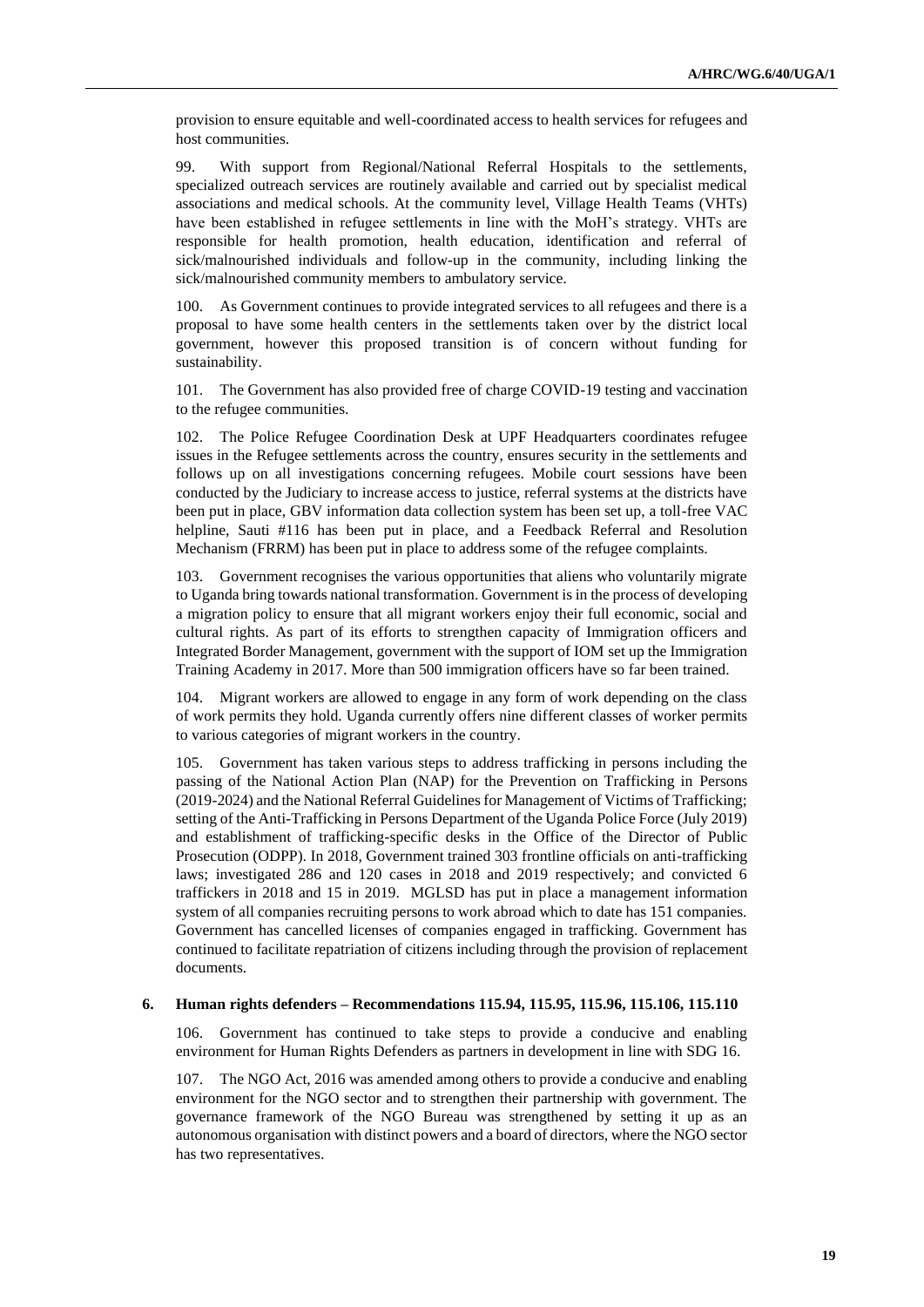provision to ensure equitable and well-coordinated access to health services for refugees and host communities.

99. With support from Regional/National Referral Hospitals to the settlements, specialized outreach services are routinely available and carried out by specialist medical associations and medical schools. At the community level, Village Health Teams (VHTs) have been established in refugee settlements in line with the MoH's strategy. VHTs are responsible for health promotion, health education, identification and referral of sick/malnourished individuals and follow-up in the community, including linking the sick/malnourished community members to ambulatory service.

100. As Government continues to provide integrated services to all refugees and there is a proposal to have some health centers in the settlements taken over by the district local government, however this proposed transition is of concern without funding for sustainability.

101. The Government has also provided free of charge COVID-19 testing and vaccination to the refugee communities.

102. The Police Refugee Coordination Desk at UPF Headquarters coordinates refugee issues in the Refugee settlements across the country, ensures security in the settlements and follows up on all investigations concerning refugees. Mobile court sessions have been conducted by the Judiciary to increase access to justice, referral systems at the districts have been put in place, GBV information data collection system has been set up, a toll-free VAC helpline, Sauti #116 has been put in place, and a Feedback Referral and Resolution Mechanism (FRRM) has been put in place to address some of the refugee complaints.

103. Government recognises the various opportunities that aliens who voluntarily migrate to Uganda bring towards national transformation. Government is in the process of developing a migration policy to ensure that all migrant workers enjoy their full economic, social and cultural rights. As part of its efforts to strengthen capacity of Immigration officers and Integrated Border Management, government with the support of IOM set up the Immigration Training Academy in 2017. More than 500 immigration officers have so far been trained.

104. Migrant workers are allowed to engage in any form of work depending on the class of work permits they hold. Uganda currently offers nine different classes of worker permits to various categories of migrant workers in the country.

105. Government has taken various steps to address trafficking in persons including the passing of the National Action Plan (NAP) for the Prevention on Trafficking in Persons (2019-2024) and the National Referral Guidelines for Management of Victims of Trafficking; setting of the Anti-Trafficking in Persons Department of the Uganda Police Force (July 2019) and establishment of trafficking-specific desks in the Office of the Director of Public Prosecution (ODPP). In 2018, Government trained 303 frontline officials on anti-trafficking laws; investigated 286 and 120 cases in 2018 and 2019 respectively; and convicted 6 traffickers in 2018 and 15 in 2019. MGLSD has put in place a management information system of all companies recruiting persons to work abroad which to date has 151 companies. Government has cancelled licenses of companies engaged in trafficking. Government has continued to facilitate repatriation of citizens including through the provision of replacement documents.

### 6. Human rights defenders – Recommendations 115.94, 115.95, 115.96, 115.106, 115.110

106. Government has continued to take steps to provide a conducive and enabling environment for Human Rights Defenders as partners in development in line with SDG 16.

107. The NGO Act, 2016 was amended among others to provide a conducive and enabling environment for the NGO sector and to strengthen their partnership with government. The governance framework of the NGO Bureau was strengthened by setting it up as an autonomous organisation with distinct powers and a board of directors, where the NGO sector has two representatives.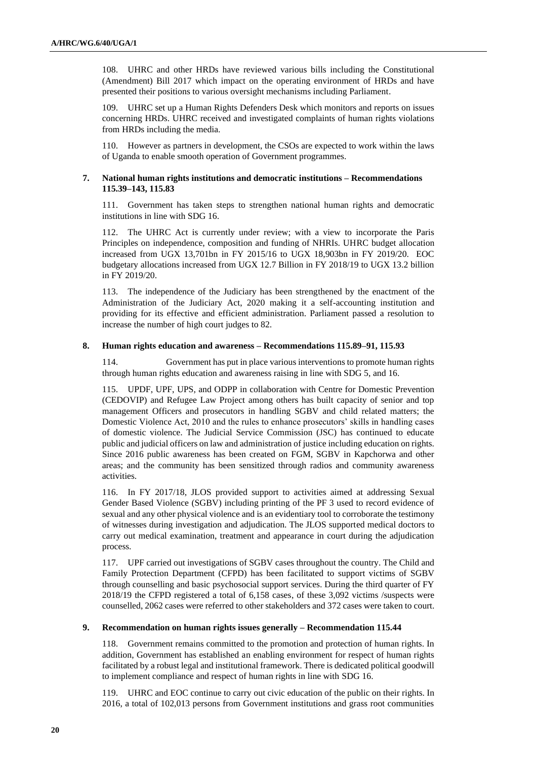108. UHRC and other HRDs have reviewed various bills including the Constitutional (Amendment) Bill 2017 which impact on the operating environment of HRDs and have presented their positions to various oversight mechanisms including Parliament.

109. UHRC set up a Human Rights Defenders Desk which monitors and reports on issues concerning HRDs. UHRC received and investigated complaints of human rights violations from HRDs including the media.

110. However as partners in development, the CSOs are expected to work within the laws of Uganda to enable smooth operation of Government programmes.

### 7. National human rights institutions and democratic institutions – Recommendations 115.39–143, 115.83

111. Government has taken steps to strengthen national human rights and democratic institutions in line with SDG 16.

112. The UHRC Act is currently under review; with a view to incorporate the Paris Principles on independence, composition and funding of NHRIs. UHRC budget allocation increased from UGX 13,701bn in FY 2015/16 to UGX 18,903bn in FY 2019/20. EOC budgetary allocations increased from UGX 12.7 Billion in FY 2018/19 to UGX 13.2 billion in FY 2019/20.

113. The independence of the Judiciary has been strengthened by the enactment of the Administration of the Judiciary Act, 2020 making it a self-accounting institution and providing for its effective and efficient administration. Parliament passed a resolution to increase the number of high court judges to 82.

### 8. Human rights education and awareness – Recommendations 115.89–91, 115.93

114. Government has put in place various interventions to promote human rights through human rights education and awareness raising in line with SDG 5, and 16.

115. UPDF, UPF, UPS, and ODPP in collaboration with Centre for Domestic Prevention (CEDOVIP) and Refugee Law Project among others has built capacity of senior and top management Officers and prosecutors in handling SGBV and child related matters; the Domestic Violence Act, 2010 and the rules to enhance prosecutors' skills in handling cases of domestic violence. The Judicial Service Commission (JSC) has continued to educate public and judicial officers on law and administration of justice including education on rights. Since 2016 public awareness has been created on FGM, SGBV in Kapchorwa and other areas; and the community has been sensitized through radios and community awareness activities.

116. In FY 2017/18, JLOS provided support to activities aimed at addressing Sexual Gender Based Violence (SGBV) including printing of the PF 3 used to record evidence of sexual and any other physical violence and is an evidentiary tool to corroborate the testimony of witnesses during investigation and adjudication. The JLOS supported medical doctors to carry out medical examination, treatment and appearance in court during the adjudication process.

117. UPF carried out investigations of SGBV cases throughout the country. The Child and Family Protection Department (CFPD) has been facilitated to support victims of SGBV through counselling and basic psychosocial support services. During the third quarter of FY 2018/19 the CFPD registered a total of 6,158 cases, of these 3,092 victims /suspects were counselled, 2062 cases were referred to other stakeholders and 372 cases were taken to court.

### 9. Recommendation on human rights issues generally – Recommendation 115.44

118. Government remains committed to the promotion and protection of human rights. In addition, Government has established an enabling environment for respect of human rights facilitated by a robust legal and institutional framework. There is dedicated political goodwill to implement compliance and respect of human rights in line with SDG 16.

119. UHRC and EOC continue to carry out civic education of the public on their rights. In 2016, a total of 102,013 persons from Government institutions and grass root communities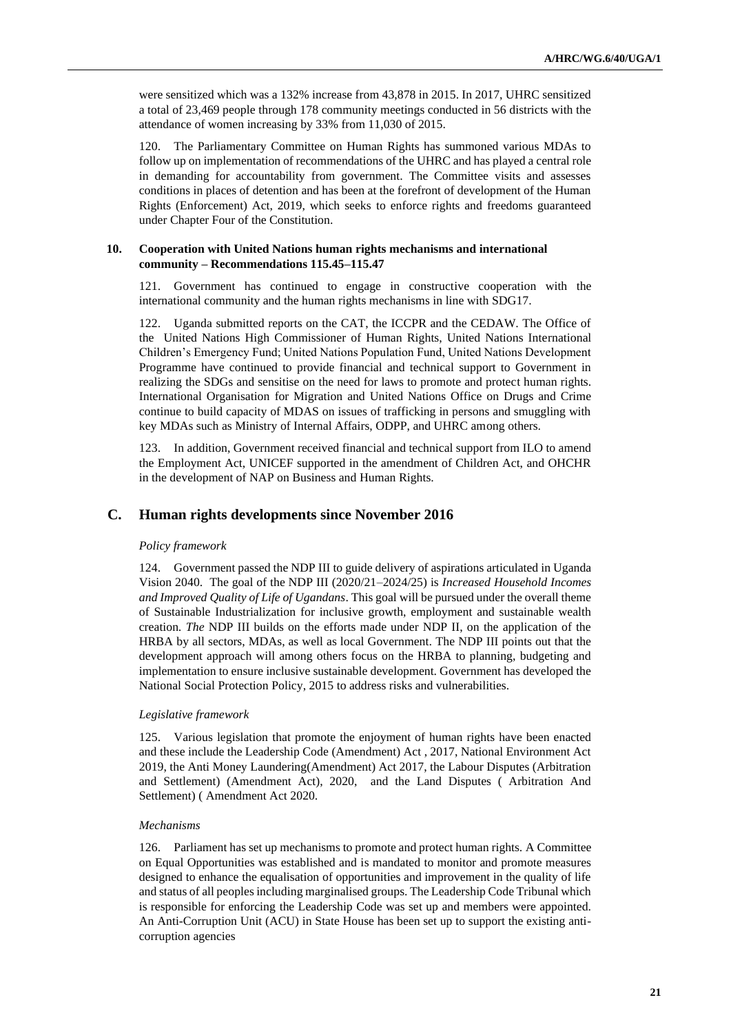were sensitized which was a 132% increase from 43,878 in 2015. In 2017, UHRC sensitized a total of 23,469 people through 178 community meetings conducted in 56 districts with the attendance of women increasing by 33% from 11,030 of 2015.

120. The Parliamentary Committee on Human Rights has summoned various MDAs to follow up on implementation of recommendations of the UHRC and has played a central role in demanding for accountability from government. The Committee visits and assesses conditions in places of detention and has been at the forefront of development of the Human Rights (Enforcement) Act, 2019, which seeks to enforce rights and freedoms guaranteed under Chapter Four of the Constitution.

### 10. Cooperation with United Nations human rights mechanisms and international community – Recommendations 115.45–115.47

121. Government has continued to engage in constructive cooperation with the international community and the human rights mechanisms in line with SDG17.

122. Uganda submitted reports on the CAT, the ICCPR and the CEDAW. The Office of the United Nations High Commissioner of Human Rights, United Nations International Children's Emergency Fund; United Nations Population Fund, United Nations Development Programme have continued to provide financial and technical support to Government in realizing the SDGs and sensitise on the need for laws to promote and protect human rights. International Organisation for Migration and United Nations Office on Drugs and Crime continue to build capacity of MDAS on issues of trafficking in persons and smuggling with key MDAs such as Ministry of Internal Affairs, ODPP, and UHRC among others.

123. In addition, Government received financial and technical support from ILO to amend the Employment Act, UNICEF supported in the amendment of Children Act, and OHCHR in the development of NAP on Business and Human Rights.

## C. Human rights developments since November 2016

*Policy framework*

124. Government passed the NDP III to guide delivery of aspirations articulated in Uganda Vision 2040. The goal of the NDP III (2020/21–2024/25) is *Increased Household Incomes and Improved Quality of Life of Ugandans*. This goal will be pursued under the overall theme of Sustainable Industrialization for inclusive growth, employment and sustainable wealth creation. *The* NDP III builds on the efforts made under NDP II, on the application of the HRBA by all sectors, MDAs, as well as local Government. The NDP III points out that the development approach will among others focus on the HRBA to planning, budgeting and implementation to ensure inclusive sustainable development. Government has developed the National Social Protection Policy, 2015 to address risks and vulnerabilities.

*Legislative framework*

125. Various legislation that promote the enjoyment of human rights have been enacted and these include the Leadership Code (Amendment) Act , 2017, National Environment Act 2019, the Anti Money Laundering(Amendment) Act 2017, the Labour Disputes (Arbitration and Settlement) (Amendment Act), 2020, and the Land Disputes ( Arbitration And Settlement) ( Amendment Act 2020.

*Mechanisms*

126. Parliament has set up mechanisms to promote and protect human rights. A Committee on Equal Opportunities was established and is mandated to monitor and promote measures designed to enhance the equalisation of opportunities and improvement in the quality of life and status of all peoples including marginalised groups. The Leadership Code Tribunal which is responsible for enforcing the Leadership Code was set up and members were appointed. An Anti-Corruption Unit (ACU) in State House has been set up to support the existing anti-corruption agencies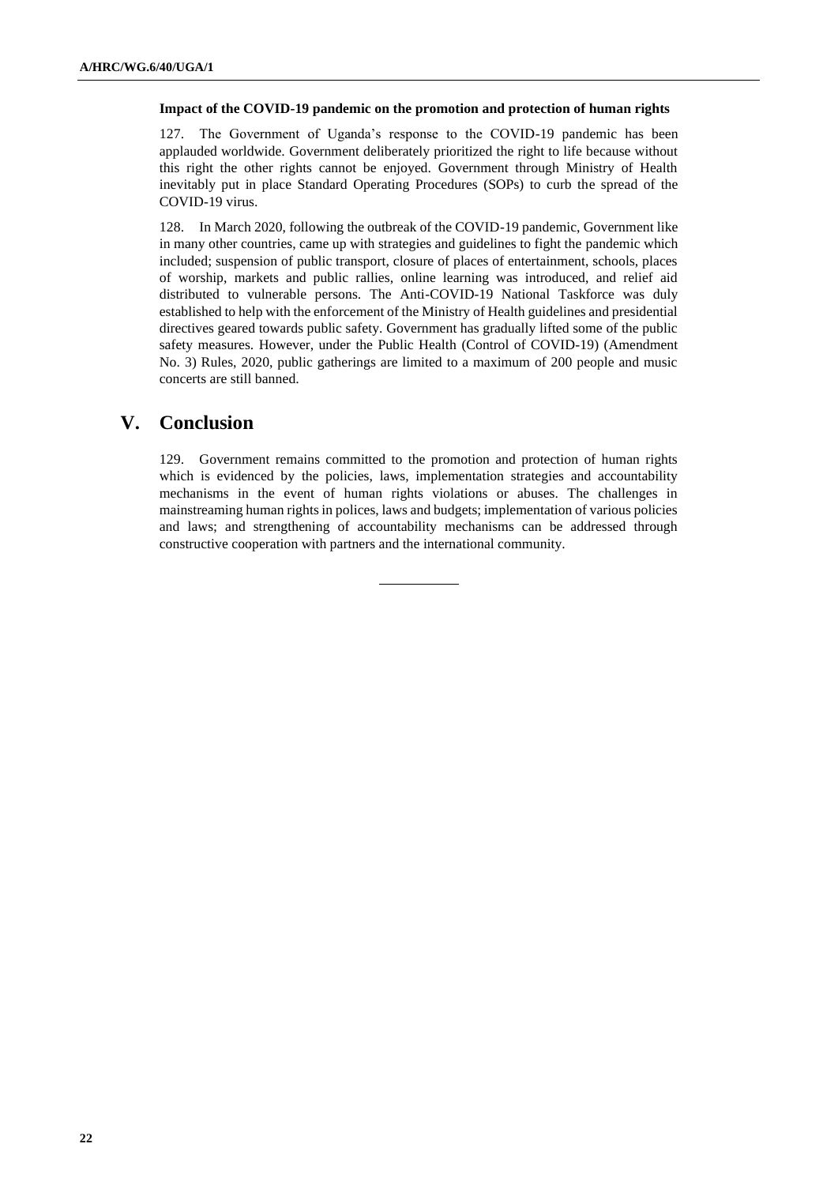**Impact of the COVID-19 pandemic on the promotion and protection of human rights**

127. The Government of Uganda's response to the COVID-19 pandemic has been applauded worldwide. Government deliberately prioritized the right to life because without this right the other rights cannot be enjoyed. Government through Ministry of Health inevitably put in place Standard Operating Procedures (SOPs) to curb the spread of the COVID-19 virus.

128. In March 2020, following the outbreak of the COVID-19 pandemic, Government like in many other countries, came up with strategies and guidelines to fight the pandemic which included; suspension of public transport, closure of places of entertainment, schools, places of worship, markets and public rallies, online learning was introduced, and relief aid distributed to vulnerable persons. The Anti-COVID-19 National Taskforce was duly established to help with the enforcement of the Ministry of Health guidelines and presidential directives geared towards public safety. Government has gradually lifted some of the public safety measures. However, under the Public Health (Control of COVID-19) (Amendment No. 3) Rules, 2020, public gatherings are limited to a maximum of 200 people and music concerts are still banned.

# V. Conclusion

129. Government remains committed to the promotion and protection of human rights which is evidenced by the policies, laws, implementation strategies and accountability mechanisms in the event of human rights violations or abuses. The challenges in mainstreaming human rights in polices, laws and budgets; implementation of various policies and laws; and strengthening of accountability mechanisms can be addressed through constructive cooperation with partners and the international community.